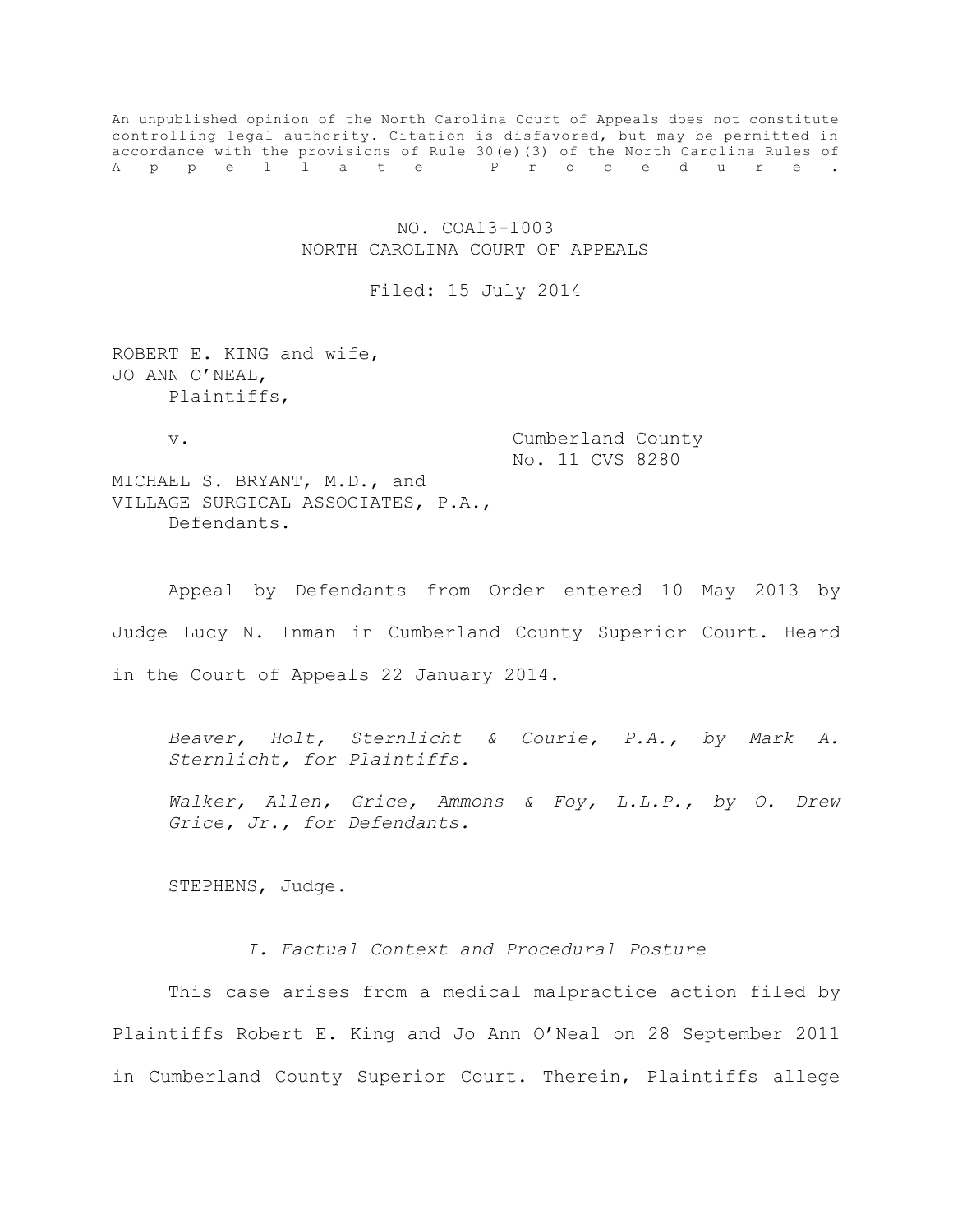An unpublished opinion of the North Carolina Court of Appeals does not constitute controlling legal authority. Citation is disfavored, but may be permitted in accordance with the provisions of Rule 30(e)(3) of the North Carolina Rules of Appellate Procedure.

NO. COA13-1003

NORTH CAROLINA COURT OF APPEALS

Filed: 15 July 2014

ROBERT E. KING and wife,
JO ANN O'NEAL,
Plaintiffs,

v.

Cumberland County
No. 11 CVS 8280

MICHAEL S. BRYANT, M.D., and
VILLAGE SURGICAL ASSOCIATES, P.A.,
Defendants.

Appeal by Defendants from Order entered 10 May 2013 by Judge Lucy N. Inman in Cumberland County Superior Court. Heard in the Court of Appeals 22 January 2014.

*Beaver, Holt, Sternlicht & Courie, P.A., by Mark A. Sternlicht, for Plaintiffs.*

*Walker, Allen, Grice, Ammons & Foy, L.L.P., by O. Drew Grice, Jr., for Defendants.*

STEPHENS, Judge.

## *I. Factual Context and Procedural Posture*

This case arises from a medical malpractice action filed by Plaintiffs Robert E. King and Jo Ann O'Neal on 28 September 2011 in Cumberland County Superior Court. Therein, Plaintiffs allege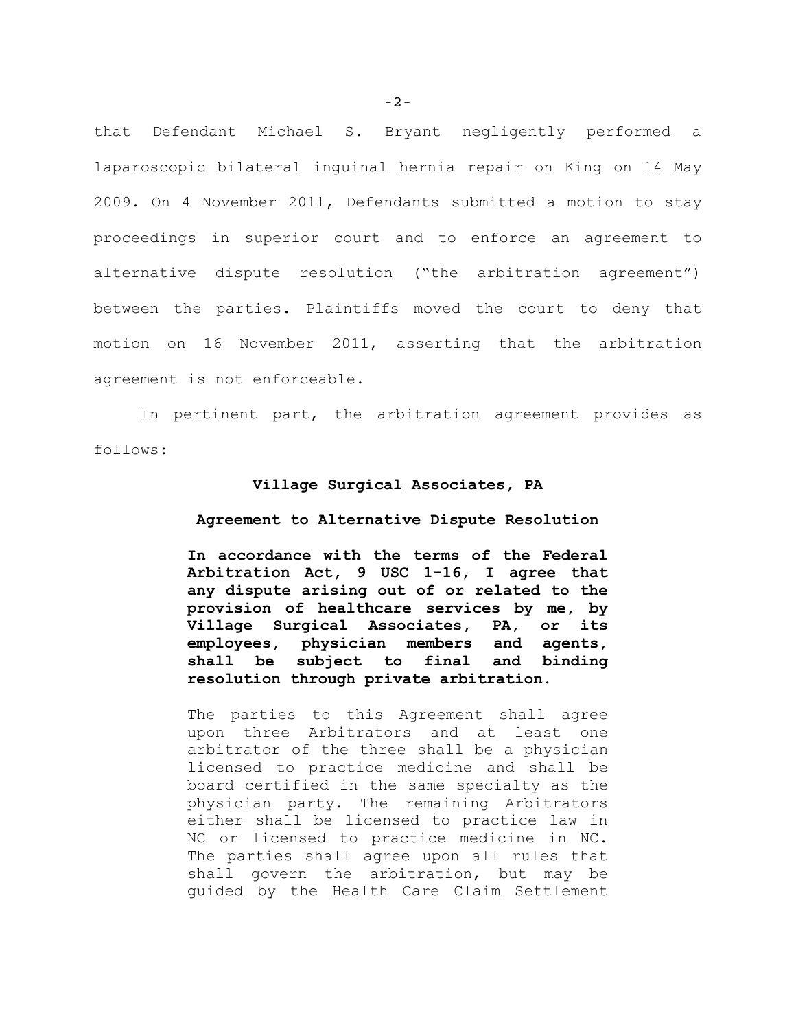that Defendant Michael S. Bryant negligently performed a laparoscopic bilateral inguinal hernia repair on King on 14 May 2009. On 4 November 2011, Defendants submitted a motion to stay proceedings in superior court and to enforce an agreement to alternative dispute resolution ("the arbitration agreement") between the parties. Plaintiffs moved the court to deny that motion on 16 November 2011, asserting that the arbitration agreement is not enforceable.

In pertinent part, the arbitration agreement provides as follows:

> **Village Surgical Associates, PA**
>
> **Agreement to Alternative Dispute Resolution**
>
> **In accordance with the terms of the Federal Arbitration Act, 9 USC 1-16, I agree that any dispute arising out of or related to the provision of healthcare services by me, by Village Surgical Associates, PA, or its employees, physician members and agents, shall be subject to final and binding resolution through private arbitration.**
>
> The parties to this Agreement shall agree upon three Arbitrators and at least one arbitrator of the three shall be a physician licensed to practice medicine and shall be board certified in the same specialty as the physician party. The remaining Arbitrators either shall be licensed to practice law in NC or licensed to practice medicine in NC. The parties shall agree upon all rules that shall govern the arbitration, but may be guided by the Health Care Claim Settlement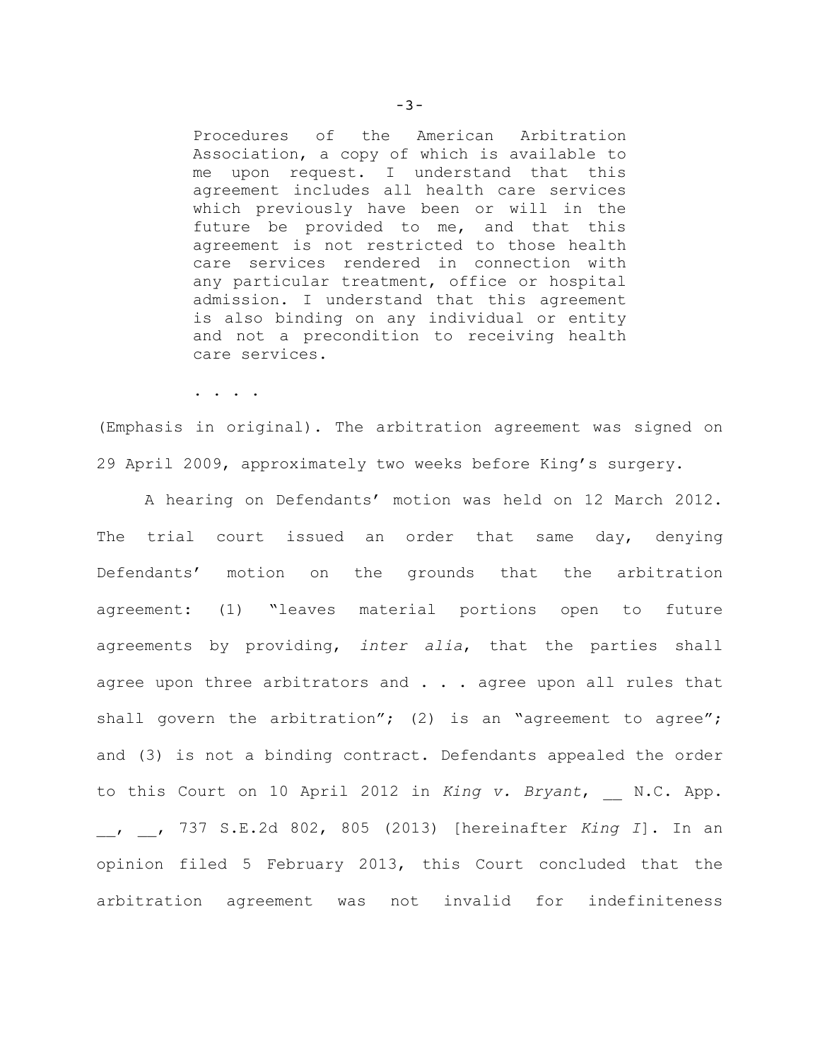> Procedures of the American Arbitration Association, a copy of which is available to me upon request. I understand that this agreement includes all health care services which previously have been or will in the future be provided to me, and that this agreement is not restricted to those health care services rendered in connection with any particular treatment, office or hospital admission. I understand that this agreement is also binding on any individual or entity and not a precondition to receiving health care services.
>
> . . . .

(Emphasis in original). The arbitration agreement was signed on 29 April 2009, approximately two weeks before King's surgery.

A hearing on Defendants' motion was held on 12 March 2012. The trial court issued an order that same day, denying Defendants' motion on the grounds that the arbitration agreement: (1) "leaves material portions open to future agreements by providing, *inter alia*, that the parties shall agree upon three arbitrators and . . . agree upon all rules that shall govern the arbitration"; (2) is an "agreement to agree"; and (3) is not a binding contract. Defendants appealed the order to this Court on 10 April 2012 in *King v. Bryant*, __ N.C. App. __, __, 737 S.E.2d 802, 805 (2013) [hereinafter *King I*]. In an opinion filed 5 February 2013, this Court concluded that the arbitration agreement was not invalid for indefiniteness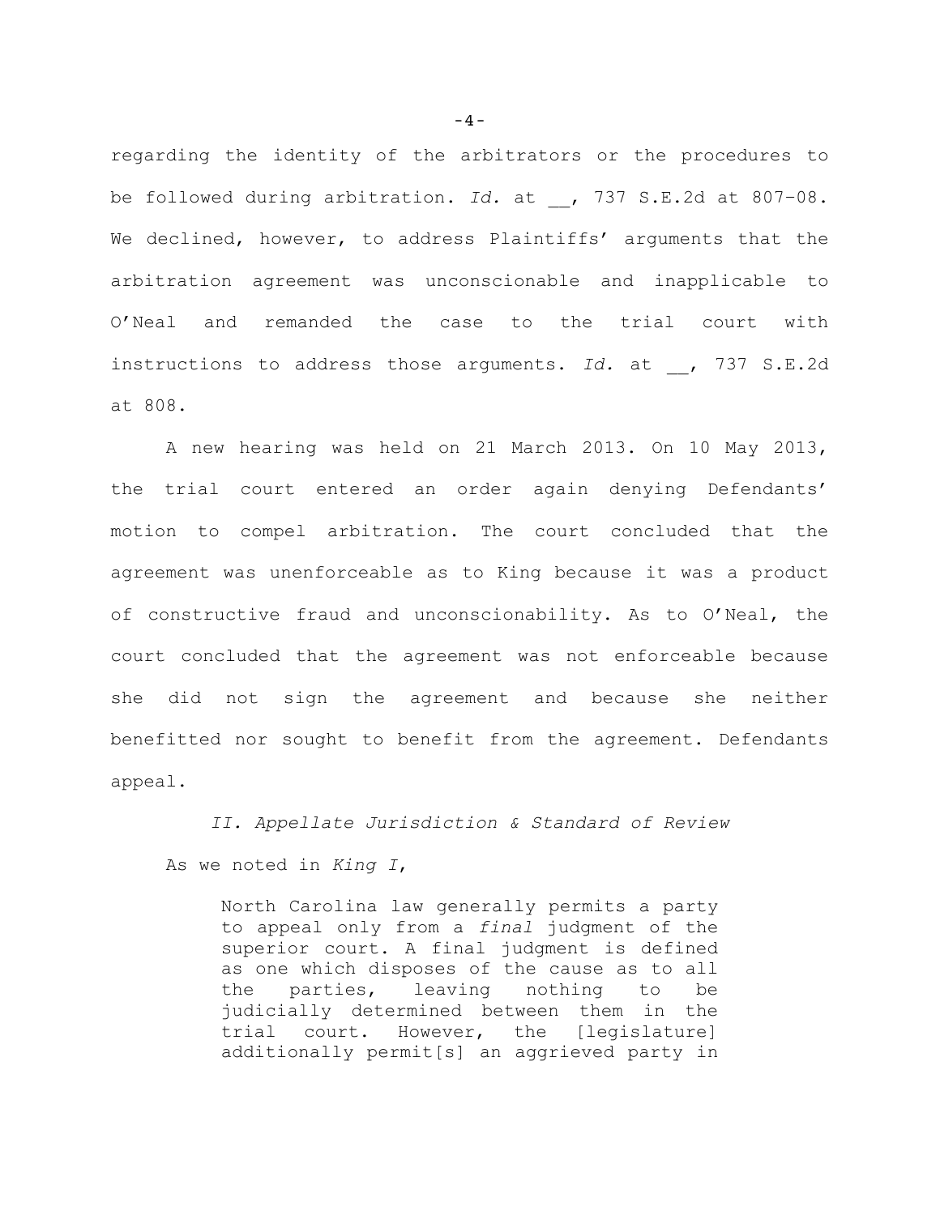regarding the identity of the arbitrators or the procedures to be followed during arbitration. *Id.* at __, 737 S.E.2d at 807–08. We declined, however, to address Plaintiffs' arguments that the arbitration agreement was unconscionable and inapplicable to O'Neal and remanded the case to the trial court with instructions to address those arguments. *Id.* at __, 737 S.E.2d at 808.

A new hearing was held on 21 March 2013. On 10 May 2013, the trial court entered an order again denying Defendants' motion to compel arbitration. The court concluded that the agreement was unenforceable as to King because it was a product of constructive fraud and unconscionability. As to O'Neal, the court concluded that the agreement was not enforceable because she did not sign the agreement and because she neither benefitted nor sought to benefit from the agreement. Defendants appeal.

## *II. Appellate Jurisdiction & Standard of Review*

As we noted in *King I*,

> North Carolina law generally permits a party to appeal only from a *final* judgment of the superior court. A final judgment is defined as one which disposes of the cause as to all the parties, leaving nothing to be judicially determined between them in the trial court. However, the [legislature] additionally permit[s] an aggrieved party in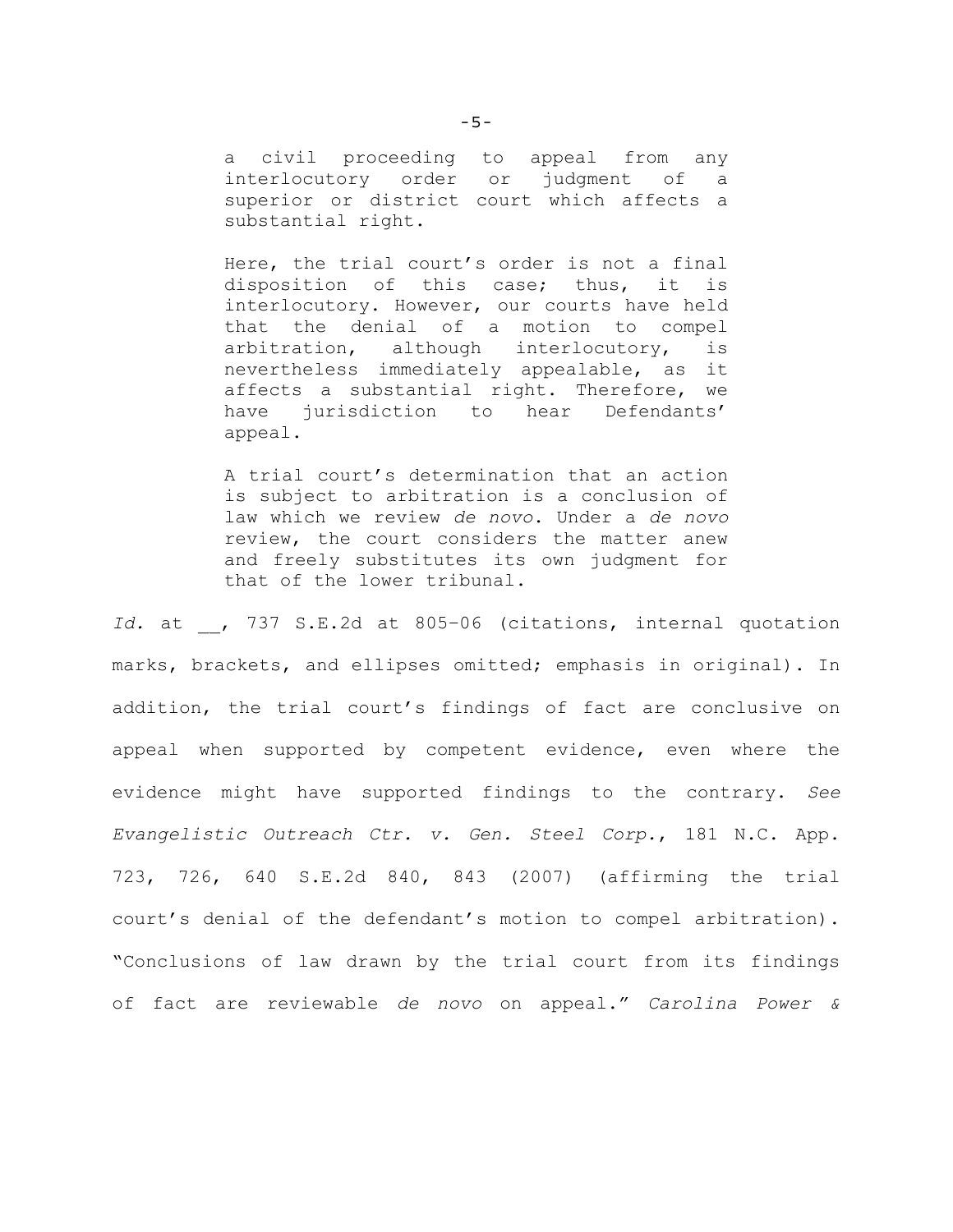> a civil proceeding to appeal from any interlocutory order or judgment of a superior or district court which affects a substantial right.
>
> Here, the trial court's order is not a final disposition of this case; thus, it is interlocutory. However, our courts have held that the denial of a motion to compel arbitration, although interlocutory, is nevertheless immediately appealable, as it affects a substantial right. Therefore, we have jurisdiction to hear Defendants' appeal.
>
> A trial court's determination that an action is subject to arbitration is a conclusion of law which we review *de novo*. Under a *de novo* review, the court considers the matter anew and freely substitutes its own judgment for that of the lower tribunal.

*Id.* at __, 737 S.E.2d at 805–06 (citations, internal quotation marks, brackets, and ellipses omitted; emphasis in original). In addition, the trial court's findings of fact are conclusive on appeal when supported by competent evidence, even where the evidence might have supported findings to the contrary. *See Evangelistic Outreach Ctr. v. Gen. Steel Corp.*, 181 N.C. App. 723, 726, 640 S.E.2d 840, 843 (2007) (affirming the trial court's denial of the defendant's motion to compel arbitration). "Conclusions of law drawn by the trial court from its findings of fact are reviewable *de novo* on appeal." *Carolina Power &*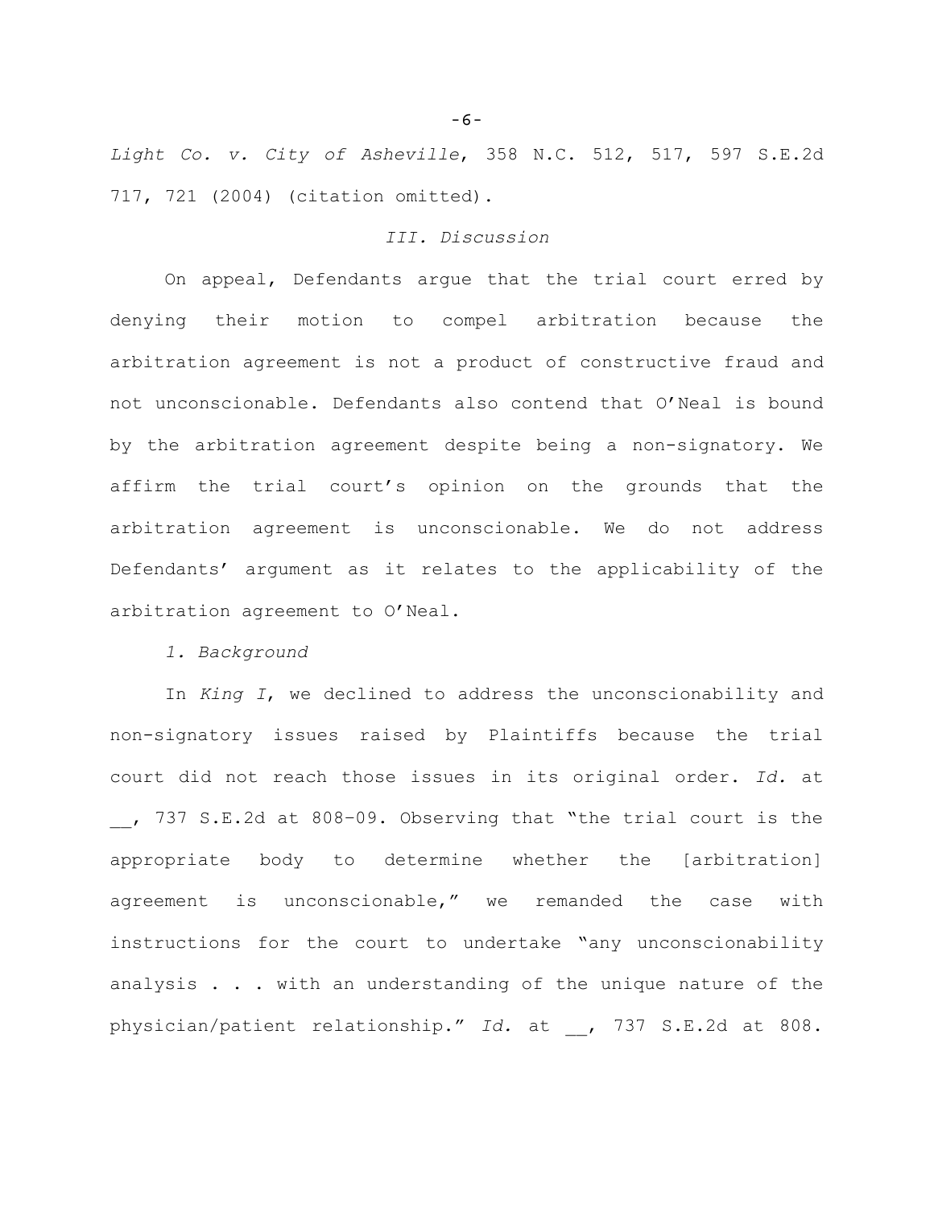*Light Co. v. City of Asheville*, 358 N.C. 512, 517, 597 S.E.2d 717, 721 (2004) (citation omitted).

### *III. Discussion*

On appeal, Defendants argue that the trial court erred by denying their motion to compel arbitration because the arbitration agreement is not a product of constructive fraud and not unconscionable. Defendants also contend that O'Neal is bound by the arbitration agreement despite being a non-signatory. We affirm the trial court's opinion on the grounds that the arbitration agreement is unconscionable. We do not address Defendants' argument as it relates to the applicability of the arbitration agreement to O'Neal.

#### *1. Background*

In *King I*, we declined to address the unconscionability and non-signatory issues raised by Plaintiffs because the trial court did not reach those issues in its original order. *Id.* at __, 737 S.E.2d at 808–09. Observing that "the trial court is the appropriate body to determine whether the [arbitration] agreement is unconscionable," we remanded the case with instructions for the court to undertake "any unconscionability analysis . . . with an understanding of the unique nature of the physician/patient relationship." *Id.* at __, 737 S.E.2d at 808.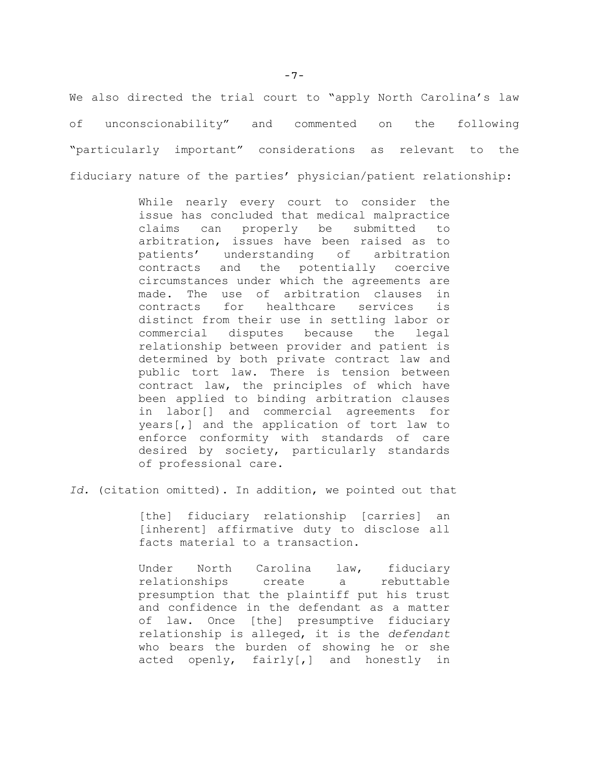We also directed the trial court to "apply North Carolina's law of unconscionability" and commented on the following "particularly important" considerations as relevant to the fiduciary nature of the parties' physician/patient relationship:

> While nearly every court to consider the issue has concluded that medical malpractice claims can properly be submitted to arbitration, issues have been raised as to patients' understanding of arbitration contracts and the potentially coercive circumstances under which the agreements are made. The use of arbitration clauses in contracts for healthcare services is distinct from their use in settling labor or commercial disputes because the legal relationship between provider and patient is determined by both private contract law and public tort law. There is tension between contract law, the principles of which have been applied to binding arbitration clauses in labor[] and commercial agreements for years[,] and the application of tort law to enforce conformity with standards of care desired by society, particularly standards of professional care.

*Id.* (citation omitted). In addition, we pointed out that

> [the] fiduciary relationship [carries] an [inherent] affirmative duty to disclose all facts material to a transaction.
>
> Under North Carolina law, fiduciary relationships create a rebuttable presumption that the plaintiff put his trust and confidence in the defendant as a matter of law. Once [the] presumptive fiduciary relationship is alleged, it is the *defendant* who bears the burden of showing he or she acted openly, fairly[,] and honestly in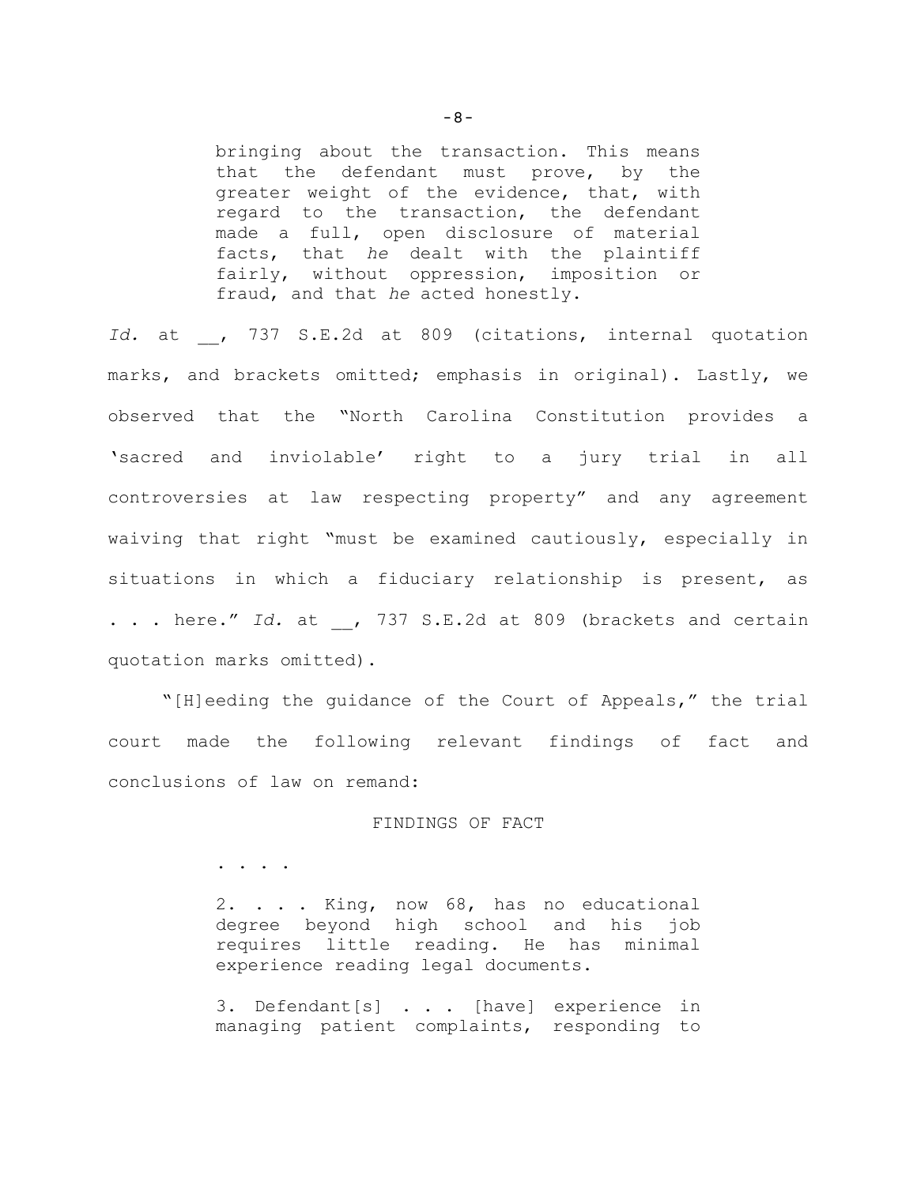> bringing about the transaction. This means that the defendant must prove, by the greater weight of the evidence, that, with regard to the transaction, the defendant made a full, open disclosure of material facts, that *he* dealt with the plaintiff fairly, without oppression, imposition or fraud, and that *he* acted honestly.

*Id.* at __, 737 S.E.2d at 809 (citations, internal quotation marks, and brackets omitted; emphasis in original). Lastly, we observed that the "North Carolina Constitution provides a 'sacred and inviolable' right to a jury trial in all controversies at law respecting property" and any agreement waiving that right "must be examined cautiously, especially in situations in which a fiduciary relationship is present, as . . . here." *Id.* at __, 737 S.E.2d at 809 (brackets and certain quotation marks omitted).

"[H]eeding the guidance of the Court of Appeals," the trial court made the following relevant findings of fact and conclusions of law on remand:

> FINDINGS OF FACT
>
> . . . .
>
> 2. . . . King, now 68, has no educational degree beyond high school and his job requires little reading. He has minimal experience reading legal documents.
>
> 3. Defendant[s] . . . [have] experience in managing patient complaints, responding to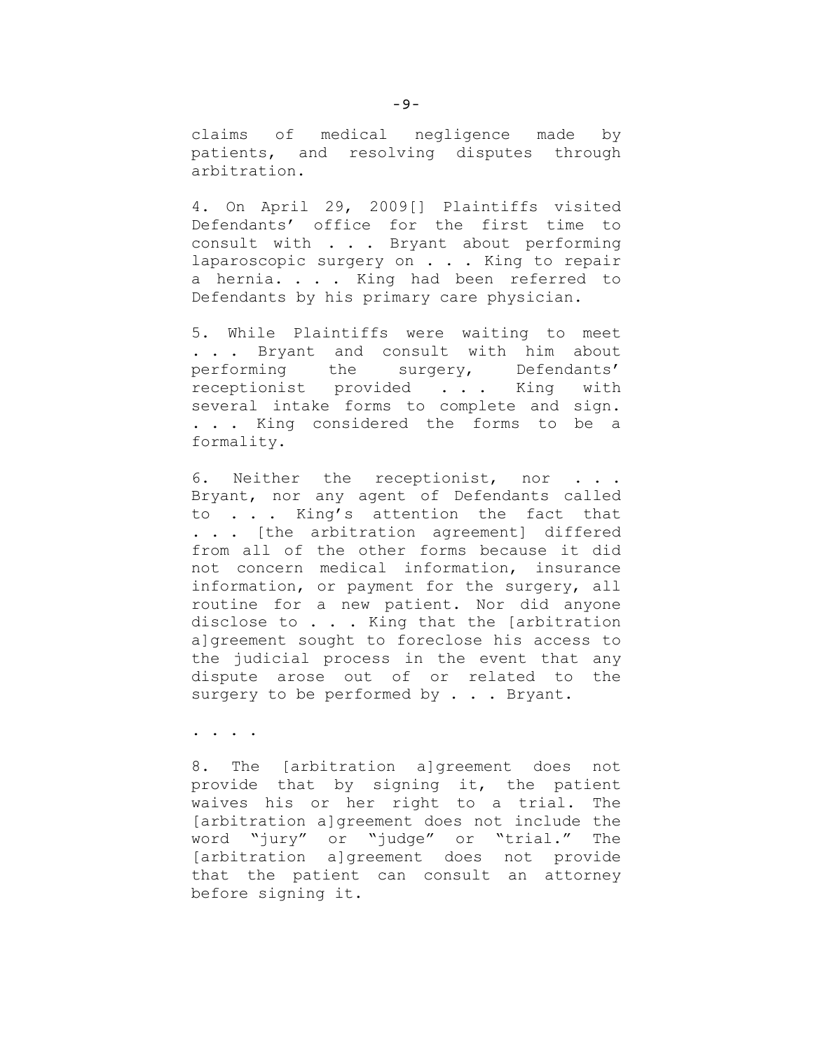claims of medical negligence made by patients, and resolving disputes through arbitration.

4. On April 29, 2009[] Plaintiffs visited Defendants' office for the first time to consult with . . . Bryant about performing laparoscopic surgery on . . . King to repair a hernia. . . . King had been referred to Defendants by his primary care physician.

5. While Plaintiffs were waiting to meet . . . Bryant and consult with him about performing the surgery, Defendants' receptionist provided . . . King with several intake forms to complete and sign. . . . King considered the forms to be a formality.

6. Neither the receptionist, nor . . . Bryant, nor any agent of Defendants called to . . . King's attention the fact that . . . [the arbitration agreement] differed from all of the other forms because it did not concern medical information, insurance information, or payment for the surgery, all routine for a new patient. Nor did anyone disclose to . . . King that the [arbitration a]greement sought to foreclose his access to the judicial process in the event that any dispute arose out of or related to the surgery to be performed by . . . Bryant.

. . . .

8. The [arbitration a]greement does not provide that by signing it, the patient waives his or her right to a trial. The [arbitration a]greement does not include the word "jury" or "judge" or "trial." The [arbitration a]greement does not provide that the patient can consult an attorney before signing it.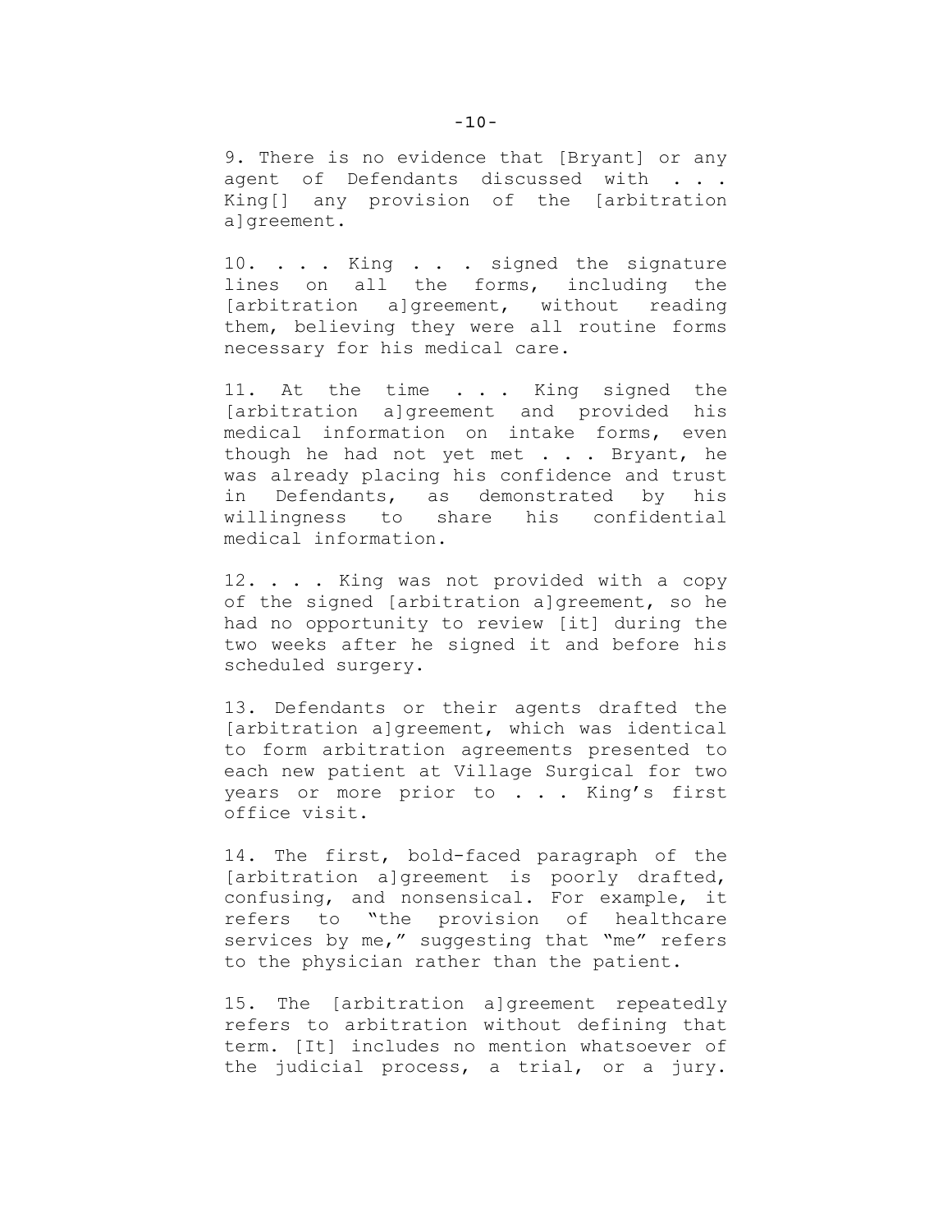9. There is no evidence that [Bryant] or any agent of Defendants discussed with . . . King[] any provision of the [arbitration a]greement.

10. . . . King . . . signed the signature lines on all the forms, including the [arbitration a]greement, without reading them, believing they were all routine forms necessary for his medical care.

11. At the time . . . King signed the [arbitration a]greement and provided his medical information on intake forms, even though he had not yet met . . . Bryant, he was already placing his confidence and trust in Defendants, as demonstrated by his willingness to share his confidential medical information.

12. . . . King was not provided with a copy of the signed [arbitration a]greement, so he had no opportunity to review [it] during the two weeks after he signed it and before his scheduled surgery.

13. Defendants or their agents drafted the [arbitration a]greement, which was identical to form arbitration agreements presented to each new patient at Village Surgical for two years or more prior to . . . King's first office visit.

14. The first, bold-faced paragraph of the [arbitration a]greement is poorly drafted, confusing, and nonsensical. For example, it refers to "the provision of healthcare services by me," suggesting that "me" refers to the physician rather than the patient.

15. The [arbitration a]greement repeatedly refers to arbitration without defining that term. [It] includes no mention whatsoever of the judicial process, a trial, or a jury.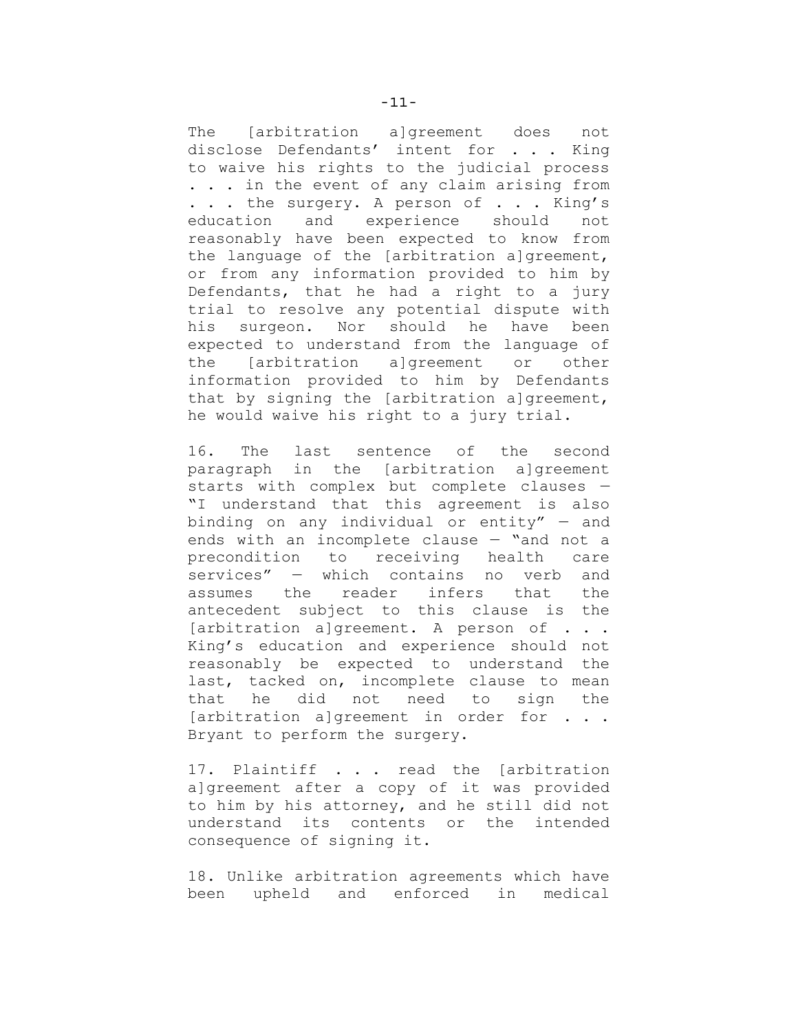The [arbitration a]greement does not disclose Defendants' intent for . . . King to waive his rights to the judicial process . . . in the event of any claim arising from . . . the surgery. A person of . . . King's education and experience should not reasonably have been expected to know from the language of the [arbitration a]greement, or from any information provided to him by Defendants, that he had a right to a jury trial to resolve any potential dispute with his surgeon. Nor should he have been expected to understand from the language of the [arbitration a]greement or other information provided to him by Defendants that by signing the [arbitration a]greement, he would waive his right to a jury trial.

16. The last sentence of the second paragraph in the [arbitration a]greement starts with complex but complete clauses — "I understand that this agreement is also binding on any individual or entity" — and ends with an incomplete clause — "and not a precondition to receiving health care services" — which contains no verb and assumes the reader infers that the antecedent subject to this clause is the [arbitration a]greement. A person of . . . King's education and experience should not reasonably be expected to understand the last, tacked on, incomplete clause to mean that he did not need to sign the [arbitration a]greement in order for . . . Bryant to perform the surgery.

17. Plaintiff . . . read the [arbitration a]greement after a copy of it was provided to him by his attorney, and he still did not understand its contents or the intended consequence of signing it.

18. Unlike arbitration agreements which have been upheld and enforced in medical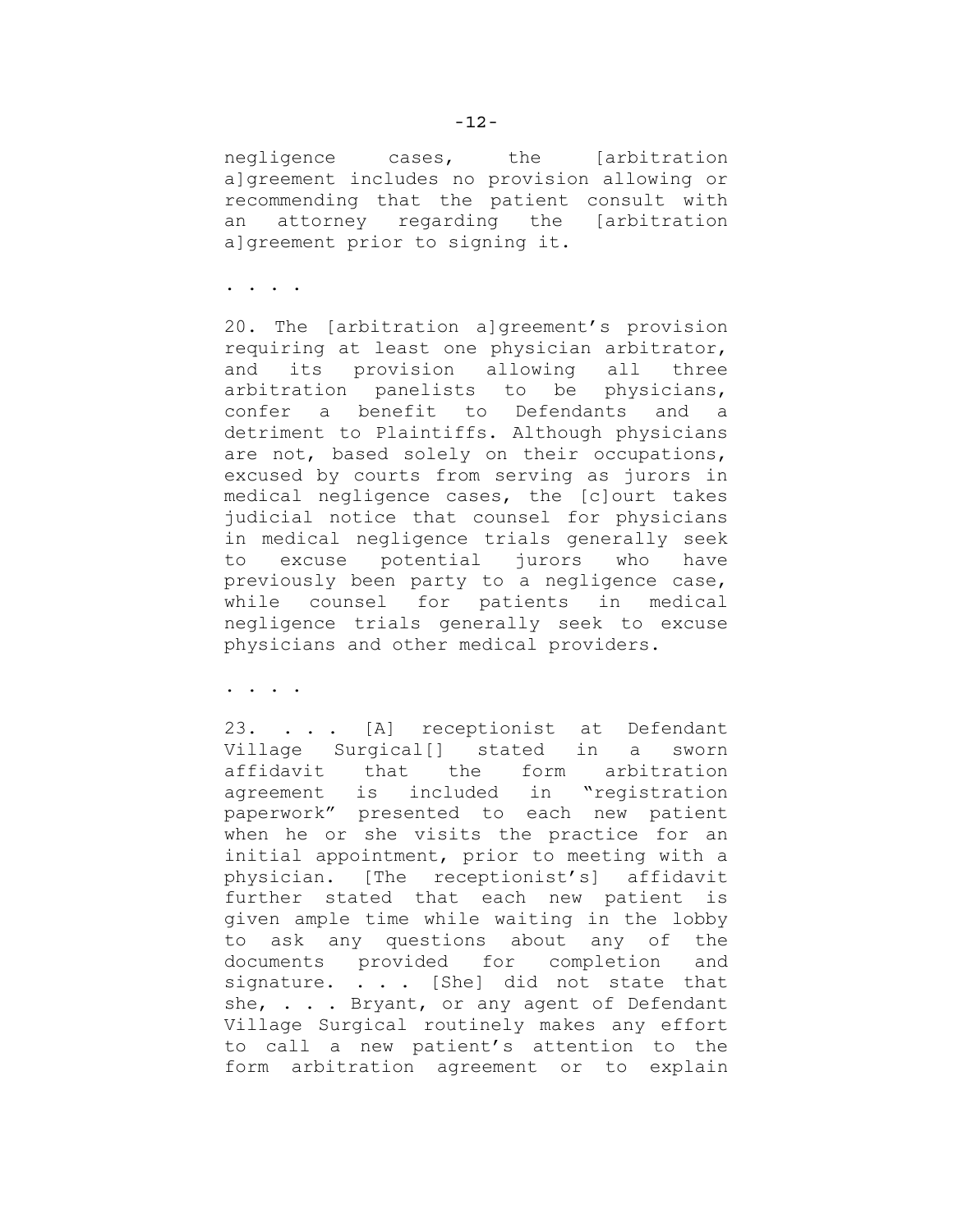negligence cases, the [arbitration a]greement includes no provision allowing or recommending that the patient consult with an attorney regarding the [arbitration a]greement prior to signing it.

. . . .

20. The [arbitration a]greement's provision requiring at least one physician arbitrator, and its provision allowing all three arbitration panelists to be physicians, confer a benefit to Defendants and a detriment to Plaintiffs. Although physicians are not, based solely on their occupations, excused by courts from serving as jurors in medical negligence cases, the [c]ourt takes judicial notice that counsel for physicians in medical negligence trials generally seek to excuse potential jurors who have previously been party to a negligence case, while counsel for patients in medical negligence trials generally seek to excuse physicians and other medical providers.

. . . .

23. . . . [A] receptionist at Defendant Village Surgical[] stated in a sworn affidavit that the form arbitration agreement is included in "registration paperwork" presented to each new patient when he or she visits the practice for an initial appointment, prior to meeting with a physician. [The receptionist's] affidavit further stated that each new patient is given ample time while waiting in the lobby to ask any questions about any of the documents provided for completion and signature. . . . [She] did not state that she, . . . Bryant, or any agent of Defendant Village Surgical routinely makes any effort to call a new patient's attention to the form arbitration agreement or to explain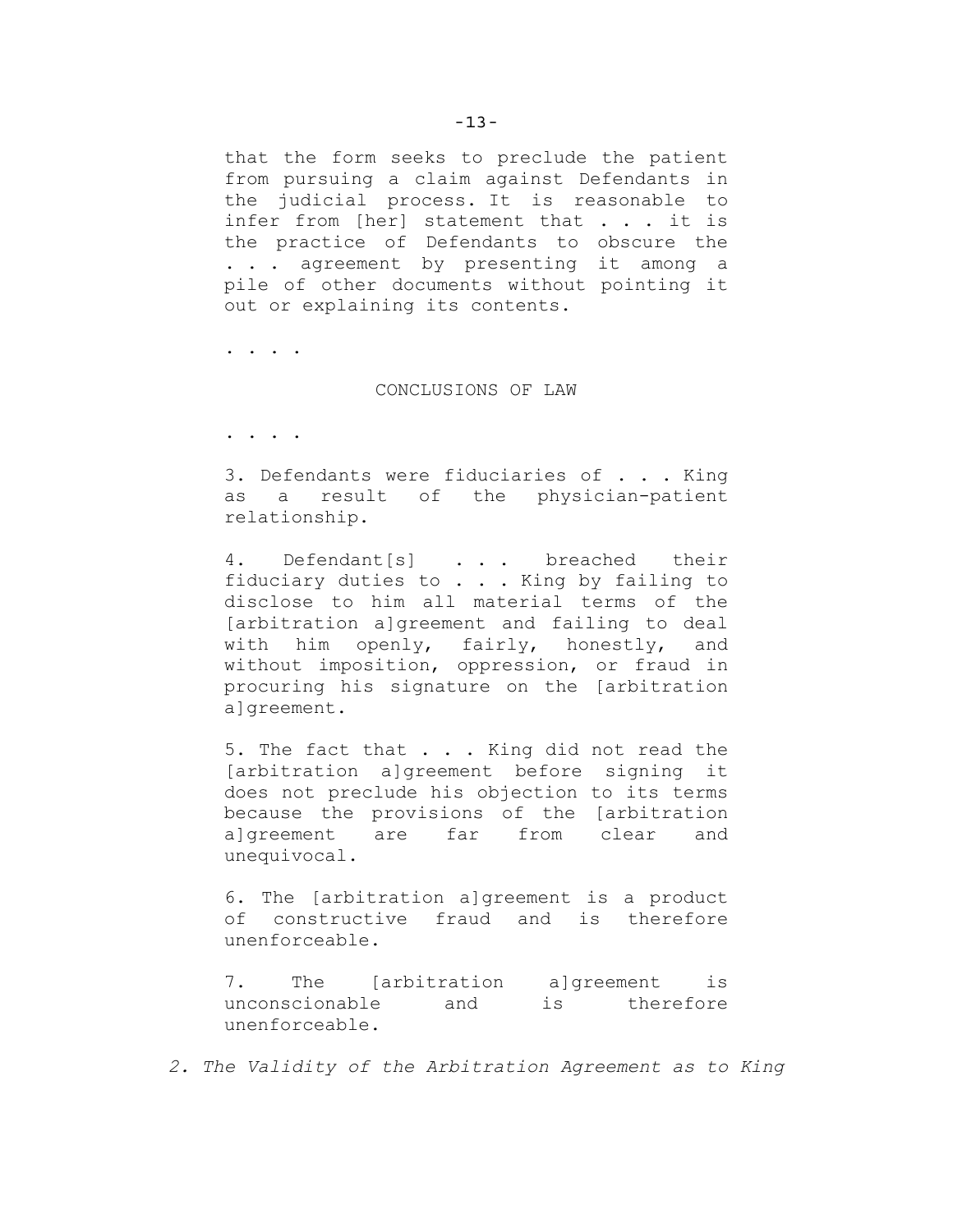> that the form seeks to preclude the patient from pursuing a claim against Defendants in the judicial process. It is reasonable to infer from [her] statement that . . . it is the practice of Defendants to obscure the . . . agreement by presenting it among a pile of other documents without pointing it out or explaining its contents.
>
> . . . .
>
> CONCLUSIONS OF LAW
>
> . . . .
>
> 3. Defendants were fiduciaries of . . . King as a result of the physician-patient relationship.
>
> 4. Defendant[s] . . . breached their fiduciary duties to . . . King by failing to disclose to him all material terms of the [arbitration a]greement and failing to deal with him openly, fairly, honestly, and without imposition, oppression, or fraud in procuring his signature on the [arbitration a]greement.
>
> 5. The fact that . . . King did not read the [arbitration a]greement before signing it does not preclude his objection to its terms because the provisions of the [arbitration a]greement are far from clear and unequivocal.
>
> 6. The [arbitration a]greement is a product of constructive fraud and is therefore unenforceable.
>
> 7. The [arbitration a]greement is unconscionable and is therefore unenforceable.

*2. The Validity of the Arbitration Agreement as to King*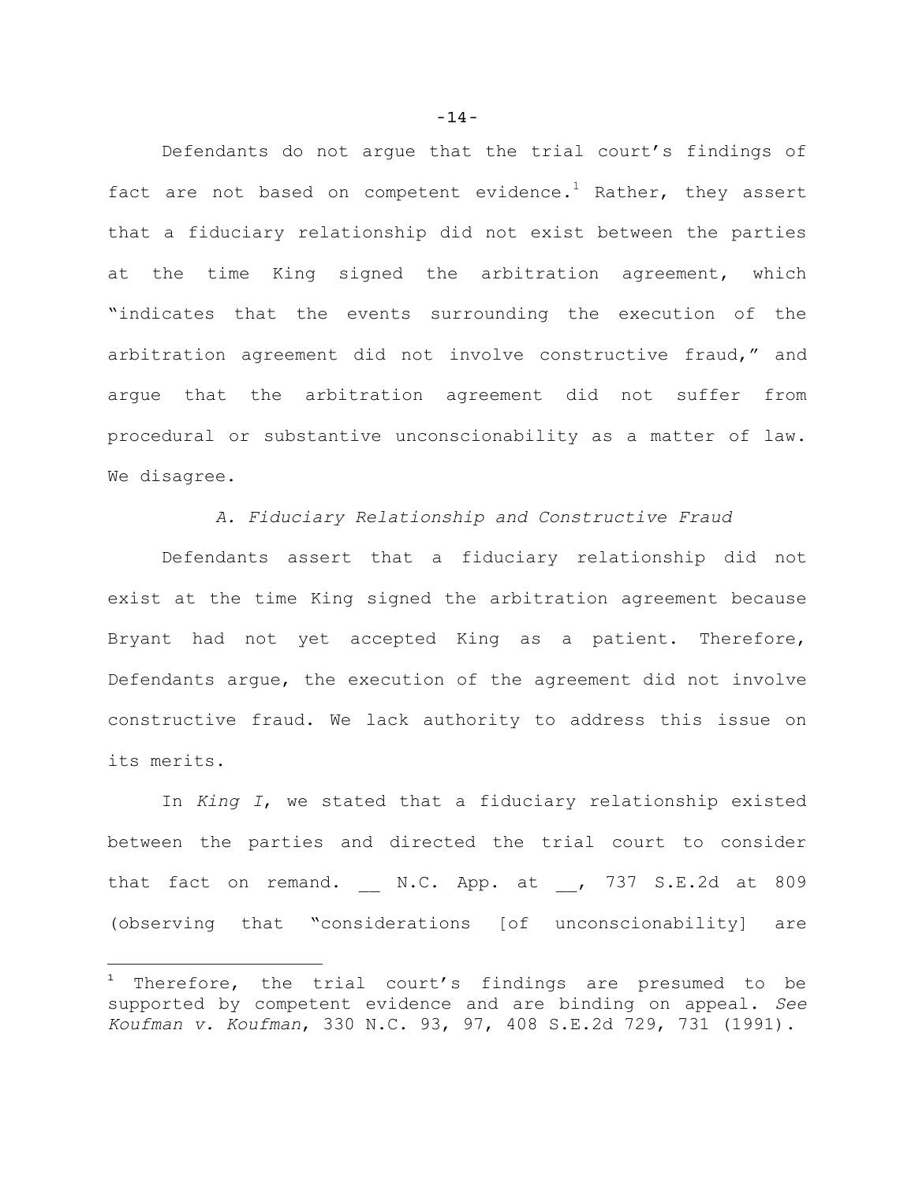Defendants do not argue that the trial court's findings of fact are not based on competent evidence.[1] Rather, they assert that a fiduciary relationship did not exist between the parties at the time King signed the arbitration agreement, which "indicates that the events surrounding the execution of the arbitration agreement did not involve constructive fraud," and argue that the arbitration agreement did not suffer from procedural or substantive unconscionability as a matter of law. We disagree.

### *A. Fiduciary Relationship and Constructive Fraud*

Defendants assert that a fiduciary relationship did not exist at the time King signed the arbitration agreement because Bryant had not yet accepted King as a patient. Therefore, Defendants argue, the execution of the agreement did not involve constructive fraud. We lack authority to address this issue on its merits.

In *King I*, we stated that a fiduciary relationship existed between the parties and directed the trial court to consider that fact on remand. __ N.C. App. at __, 737 S.E.2d at 809 (observing that "considerations [of unconscionability] are

---

[1] Therefore, the trial court's findings are presumed to be supported by competent evidence and are binding on appeal. *See Koufman v. Koufman*, 330 N.C. 93, 97, 408 S.E.2d 729, 731 (1991).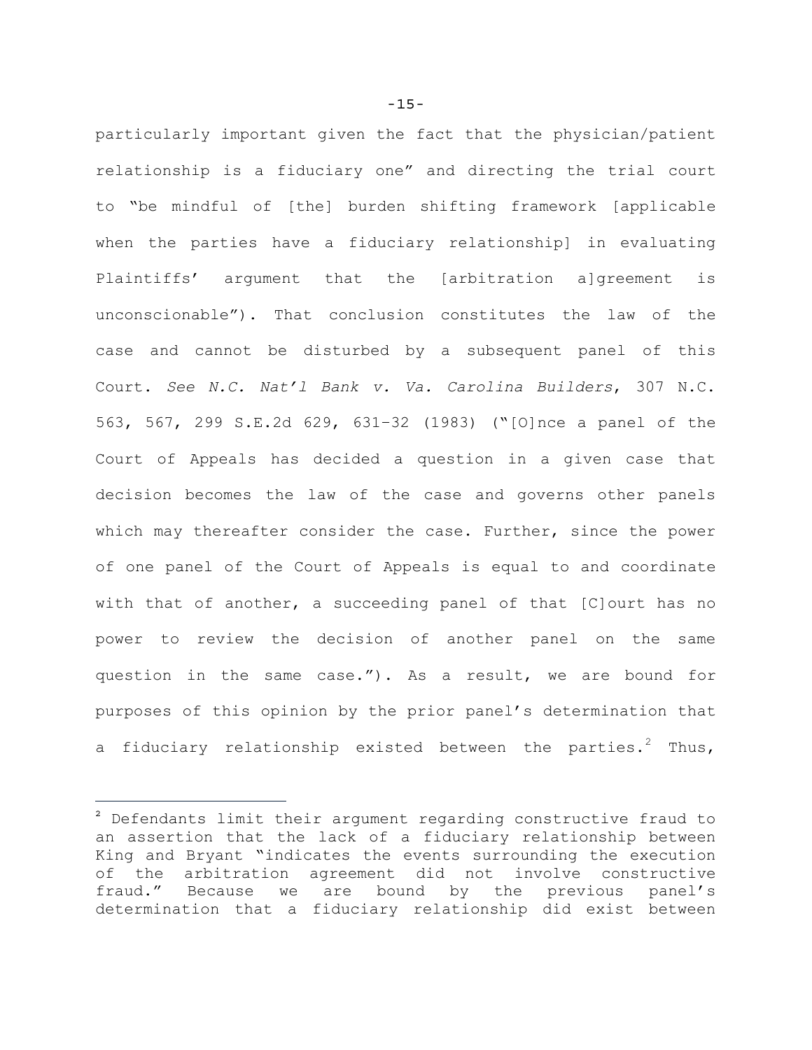particularly important given the fact that the physician/patient relationship is a fiduciary one" and directing the trial court to "be mindful of [the] burden shifting framework [applicable when the parties have a fiduciary relationship] in evaluating Plaintiffs' argument that the [arbitration a]greement is unconscionable"). That conclusion constitutes the law of the case and cannot be disturbed by a subsequent panel of this Court. *See N.C. Nat'l Bank v. Va. Carolina Builders*, 307 N.C. 563, 567, 299 S.E.2d 629, 631–32 (1983) ("[O]nce a panel of the Court of Appeals has decided a question in a given case that decision becomes the law of the case and governs other panels which may thereafter consider the case. Further, since the power of one panel of the Court of Appeals is equal to and coordinate with that of another, a succeeding panel of that [C]ourt has no power to review the decision of another panel on the same question in the same case."). As a result, we are bound for purposes of this opinion by the prior panel's determination that a fiduciary relationship existed between the parties.[2] Thus,

---

[2] Defendants limit their argument regarding constructive fraud to an assertion that the lack of a fiduciary relationship between King and Bryant "indicates the events surrounding the execution of the arbitration agreement did not involve constructive fraud." Because we are bound by the previous panel's determination that a fiduciary relationship did exist between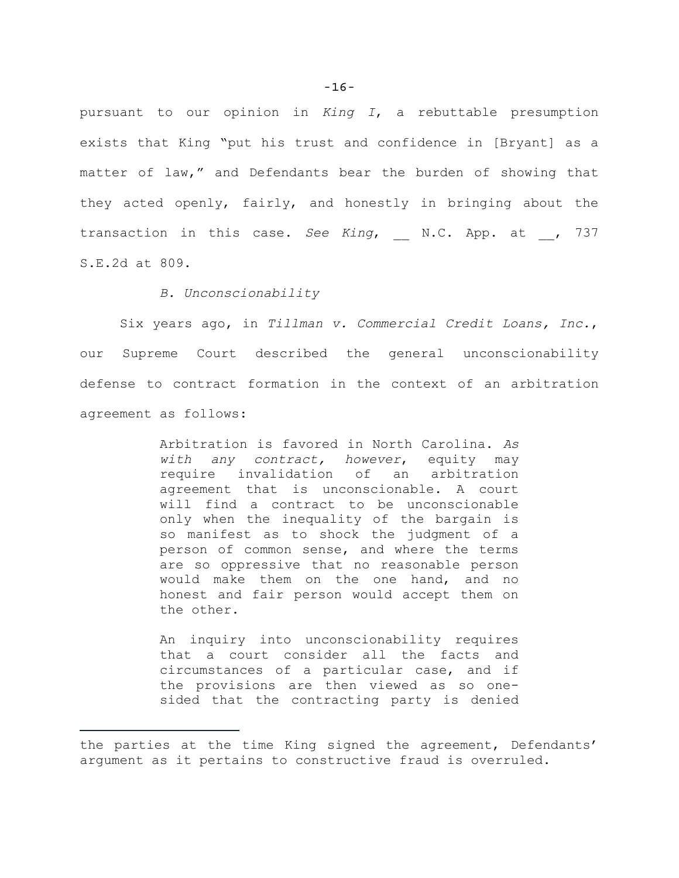pursuant to our opinion in *King I*, a rebuttable presumption exists that King "put his trust and confidence in [Bryant] as a matter of law," and Defendants bear the burden of showing that they acted openly, fairly, and honestly in bringing about the transaction in this case. *See King*, __ N.C. App. at __, 737 S.E.2d at 809.

*B. Unconscionability*

Six years ago, in *Tillman v. Commercial Credit Loans, Inc.*, our Supreme Court described the general unconscionability defense to contract formation in the context of an arbitration agreement as follows:

> Arbitration is favored in North Carolina. *As with any contract, however*, equity may require invalidation of an arbitration agreement that is unconscionable. A court will find a contract to be unconscionable only when the inequality of the bargain is so manifest as to shock the judgment of a person of common sense, and where the terms are so oppressive that no reasonable person would make them on the one hand, and no honest and fair person would accept them on the other.
>
> An inquiry into unconscionability requires that a court consider all the facts and circumstances of a particular case, and if the provisions are then viewed as so one-sided that the contracting party is denied

---

the parties at the time King signed the agreement, Defendants' argument as it pertains to constructive fraud is overruled.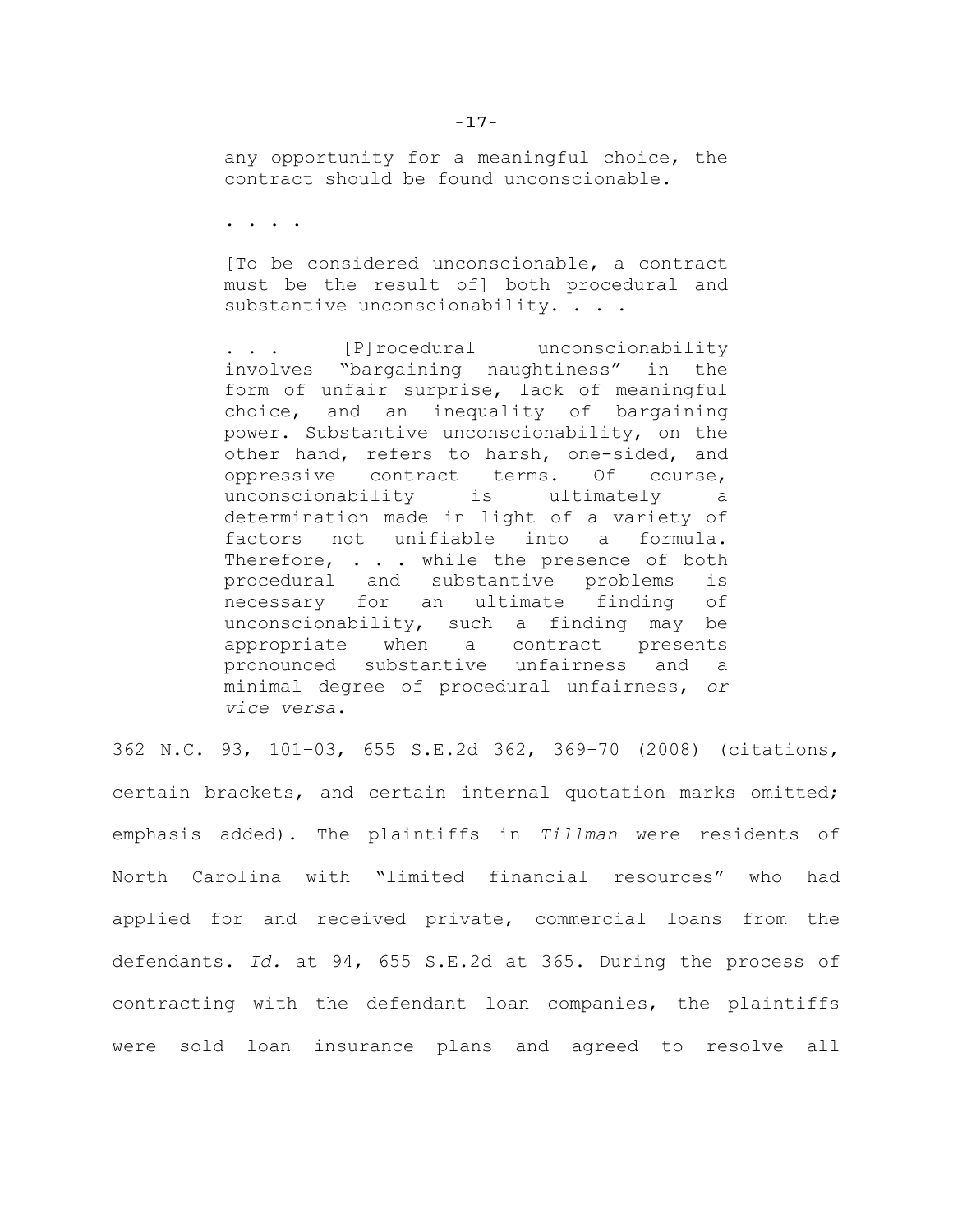> any opportunity for a meaningful choice, the contract should be found unconscionable.
>
> . . . .
>
> [To be considered unconscionable, a contract must be the result of] both procedural and substantive unconscionability. . . .
>
> . . . [P]rocedural unconscionability involves "bargaining naughtiness" in the form of unfair surprise, lack of meaningful choice, and an inequality of bargaining power. Substantive unconscionability, on the other hand, refers to harsh, one-sided, and oppressive contract terms. Of course, unconscionability is ultimately a determination made in light of a variety of factors not unifiable into a formula. Therefore, . . . while the presence of both procedural and substantive problems is necessary for an ultimate finding of unconscionability, such a finding may be appropriate when a contract presents pronounced substantive unfairness and a minimal degree of procedural unfairness, *or vice versa*.

362 N.C. 93, 101–03, 655 S.E.2d 362, 369–70 (2008) (citations, certain brackets, and certain internal quotation marks omitted; emphasis added). The plaintiffs in *Tillman* were residents of North Carolina with "limited financial resources" who had applied for and received private, commercial loans from the defendants. *Id.* at 94, 655 S.E.2d at 365. During the process of contracting with the defendant loan companies, the plaintiffs were sold loan insurance plans and agreed to resolve all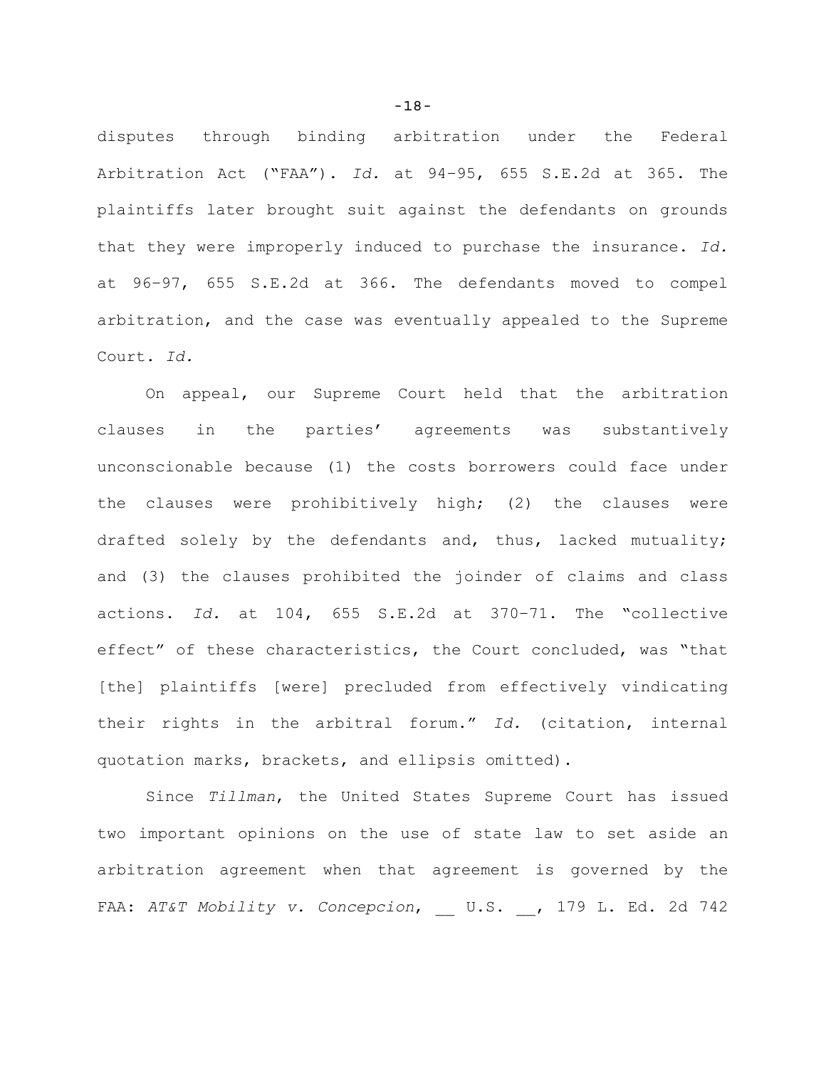disputes through binding arbitration under the Federal Arbitration Act ("FAA"). *Id.* at 94–95, 655 S.E.2d at 365. The plaintiffs later brought suit against the defendants on grounds that they were improperly induced to purchase the insurance. *Id.* at 96–97, 655 S.E.2d at 366. The defendants moved to compel arbitration, and the case was eventually appealed to the Supreme Court. *Id.*

On appeal, our Supreme Court held that the arbitration clauses in the parties' agreements was substantively unconscionable because (1) the costs borrowers could face under the clauses were prohibitively high; (2) the clauses were drafted solely by the defendants and, thus, lacked mutuality; and (3) the clauses prohibited the joinder of claims and class actions. *Id.* at 104, 655 S.E.2d at 370–71. The "collective effect" of these characteristics, the Court concluded, was "that [the] plaintiffs [were] precluded from effectively vindicating their rights in the arbitral forum." *Id.* (citation, internal quotation marks, brackets, and ellipsis omitted).

Since *Tillman*, the United States Supreme Court has issued two important opinions on the use of state law to set aside an arbitration agreement when that agreement is governed by the FAA: *AT&T Mobility v. Concepcion*, __ U.S. __, 179 L. Ed. 2d 742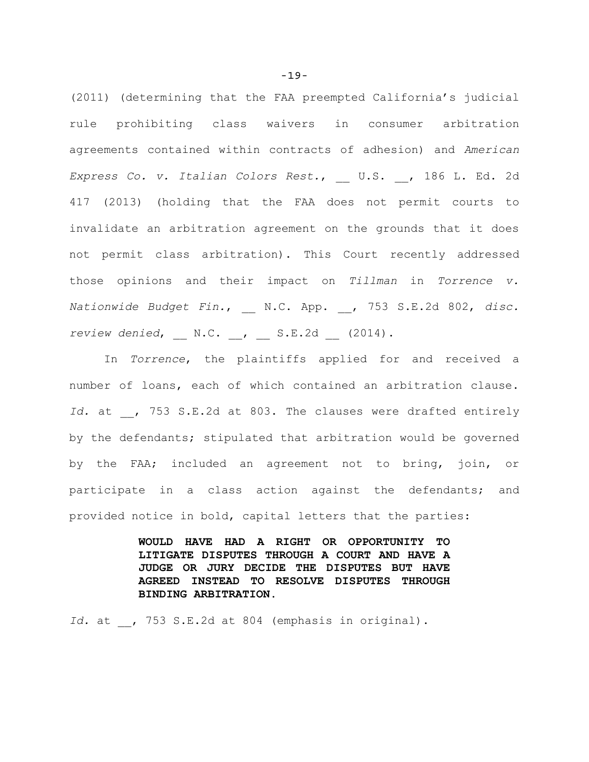(2011) (determining that the FAA preempted California's judicial rule prohibiting class waivers in consumer arbitration agreements contained within contracts of adhesion) and *American Express Co. v. Italian Colors Rest.*, __ U.S. __, 186 L. Ed. 2d 417 (2013) (holding that the FAA does not permit courts to invalidate an arbitration agreement on the grounds that it does not permit class arbitration). This Court recently addressed those opinions and their impact on *Tillman* in *Torrence v. Nationwide Budget Fin.*, __ N.C. App. __, 753 S.E.2d 802, *disc. review denied*, __ N.C. __, __ S.E.2d __ (2014).

In *Torrence*, the plaintiffs applied for and received a number of loans, each of which contained an arbitration clause. *Id.* at __, 753 S.E.2d at 803. The clauses were drafted entirely by the defendants; stipulated that arbitration would be governed by the FAA; included an agreement not to bring, join, or participate in a class action against the defendants; and provided notice in bold, capital letters that the parties:

> **WOULD HAVE HAD A RIGHT OR OPPORTUNITY TO LITIGATE DISPUTES THROUGH A COURT AND HAVE A JUDGE OR JURY DECIDE THE DISPUTES BUT HAVE AGREED INSTEAD TO RESOLVE DISPUTES THROUGH BINDING ARBITRATION.**

*Id.* at __, 753 S.E.2d at 804 (emphasis in original).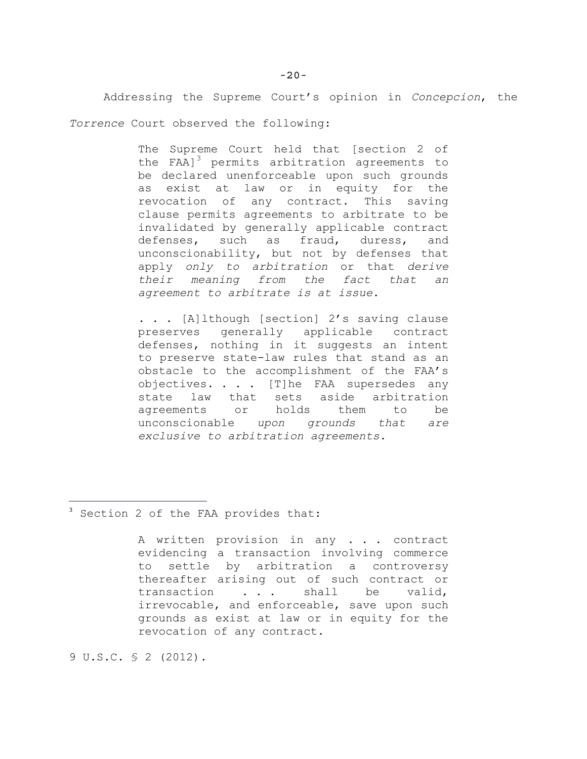Addressing the Supreme Court's opinion in *Concepcion*, the *Torrence* Court observed the following:

> The Supreme Court held that [section 2 of the FAA][3] permits arbitration agreements to be declared unenforceable upon such grounds as exist at law or in equity for the revocation of any contract. This saving clause permits agreements to arbitrate to be invalidated by generally applicable contract defenses, such as fraud, duress, and unconscionability, but not by defenses that apply *only to arbitration* or that *derive their meaning from the fact that an agreement to arbitrate is at issue*.
>
> . . . [A]lthough [section] 2's saving clause preserves generally applicable contract defenses, nothing in it suggests an intent to preserve state-law rules that stand as an obstacle to the accomplishment of the FAA's objectives. . . . [T]he FAA supersedes any state law that sets aside arbitration agreements or holds them to be unconscionable *upon grounds that are exclusive to arbitration agreements*.

---

[3] Section 2 of the FAA provides that:

> A written provision in any . . . contract evidencing a transaction involving commerce to settle by arbitration a controversy thereafter arising out of such contract or transaction . . . shall be valid, irrevocable, and enforceable, save upon such grounds as exist at law or in equity for the revocation of any contract.

9 U.S.C. § 2 (2012).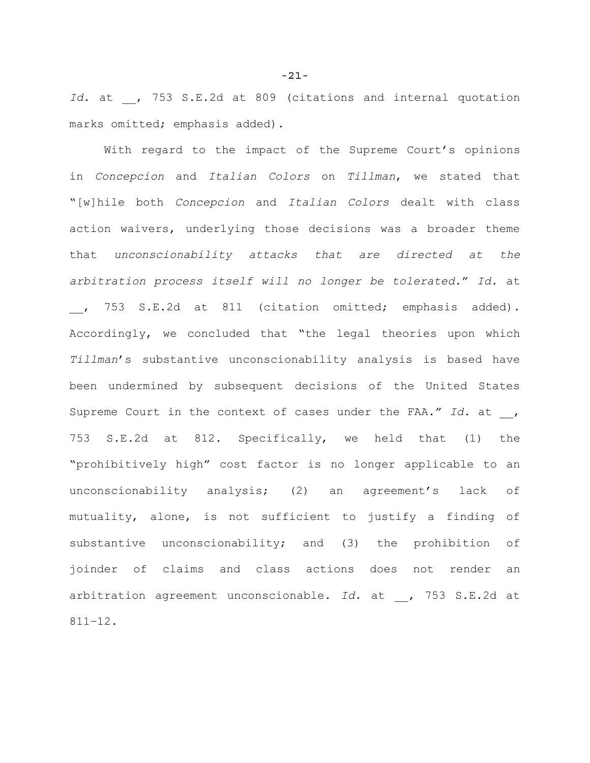*Id.* at __, 753 S.E.2d at 809 (citations and internal quotation marks omitted; emphasis added).

With regard to the impact of the Supreme Court's opinions in *Concepcion* and *Italian Colors* on *Tillman*, we stated that "[w]hile both *Concepcion* and *Italian Colors* dealt with class action waivers, underlying those decisions was a broader theme that *unconscionability attacks that are directed at the arbitration process itself will no longer be tolerated*." *Id.* at __, 753 S.E.2d at 811 (citation omitted; emphasis added). Accordingly, we concluded that "the legal theories upon which *Tillman*'s substantive unconscionability analysis is based have been undermined by subsequent decisions of the United States Supreme Court in the context of cases under the FAA." *Id.* at __, 753 S.E.2d at 812. Specifically, we held that (1) the "prohibitively high" cost factor is no longer applicable to an unconscionability analysis; (2) an agreement's lack of mutuality, alone, is not sufficient to justify a finding of substantive unconscionability; and (3) the prohibition of joinder of claims and class actions does not render an arbitration agreement unconscionable. *Id.* at __, 753 S.E.2d at 811-12.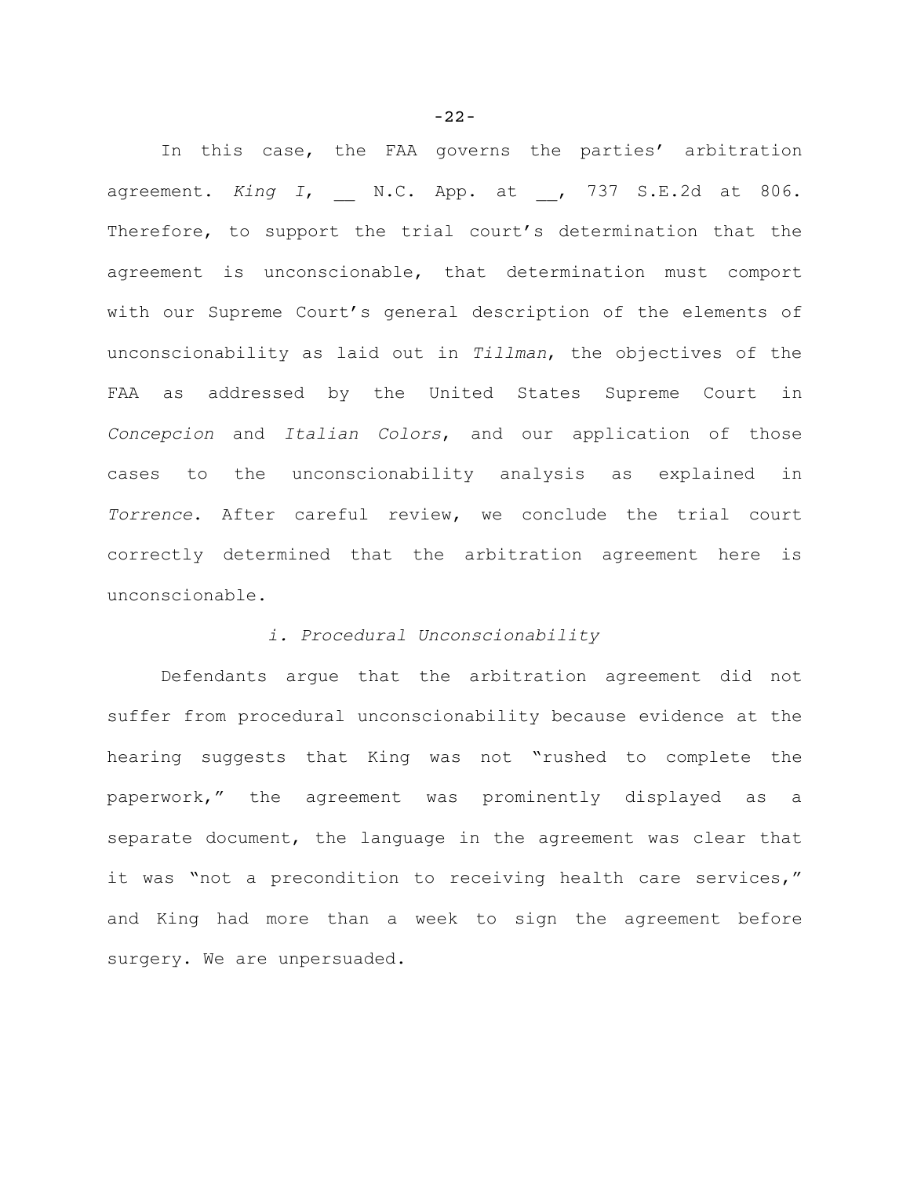In this case, the FAA governs the parties' arbitration agreement. *King I*, __ N.C. App. at __, 737 S.E.2d at 806. Therefore, to support the trial court's determination that the agreement is unconscionable, that determination must comport with our Supreme Court's general description of the elements of unconscionability as laid out in *Tillman*, the objectives of the FAA as addressed by the United States Supreme Court in *Concepcion* and *Italian Colors*, and our application of those cases to the unconscionability analysis as explained in *Torrence*. After careful review, we conclude the trial court correctly determined that the arbitration agreement here is unconscionable.

### *i. Procedural Unconscionability*

Defendants argue that the arbitration agreement did not suffer from procedural unconscionability because evidence at the hearing suggests that King was not "rushed to complete the paperwork," the agreement was prominently displayed as a separate document, the language in the agreement was clear that it was "not a precondition to receiving health care services," and King had more than a week to sign the agreement before surgery. We are unpersuaded.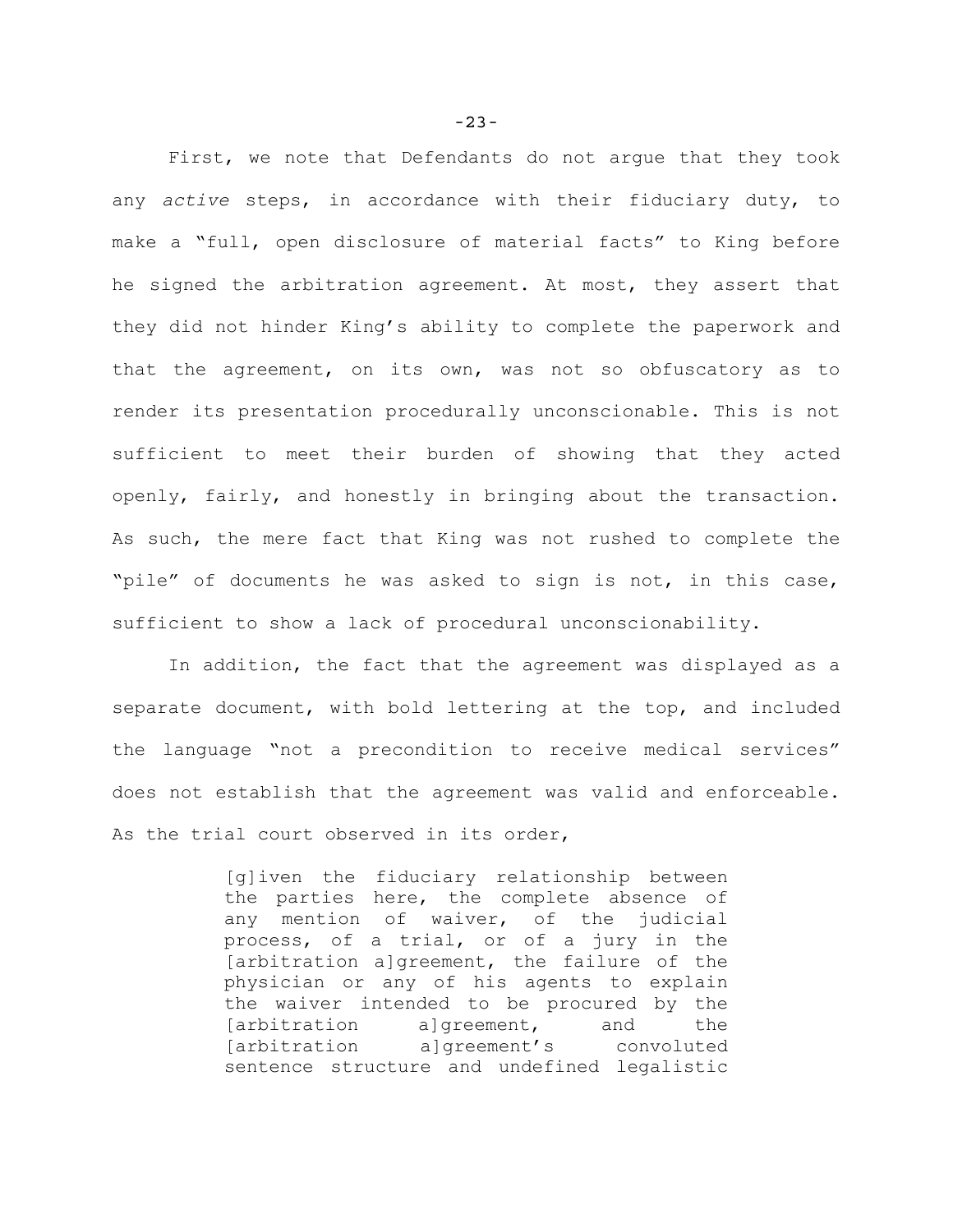First, we note that Defendants do not argue that they took any *active* steps, in accordance with their fiduciary duty, to make a "full, open disclosure of material facts" to King before he signed the arbitration agreement. At most, they assert that they did not hinder King's ability to complete the paperwork and that the agreement, on its own, was not so obfuscatory as to render its presentation procedurally unconscionable. This is not sufficient to meet their burden of showing that they acted openly, fairly, and honestly in bringing about the transaction. As such, the mere fact that King was not rushed to complete the "pile" of documents he was asked to sign is not, in this case, sufficient to show a lack of procedural unconscionability.

In addition, the fact that the agreement was displayed as a separate document, with bold lettering at the top, and included the language "not a precondition to receive medical services" does not establish that the agreement was valid and enforceable. As the trial court observed in its order,

> [g]iven the fiduciary relationship between the parties here, the complete absence of any mention of waiver, of the judicial process, of a trial, or of a jury in the [arbitration a]greement, the failure of the physician or any of his agents to explain the waiver intended to be procured by the [arbitration a]greement, and the [arbitration a]greement's convoluted sentence structure and undefined legalistic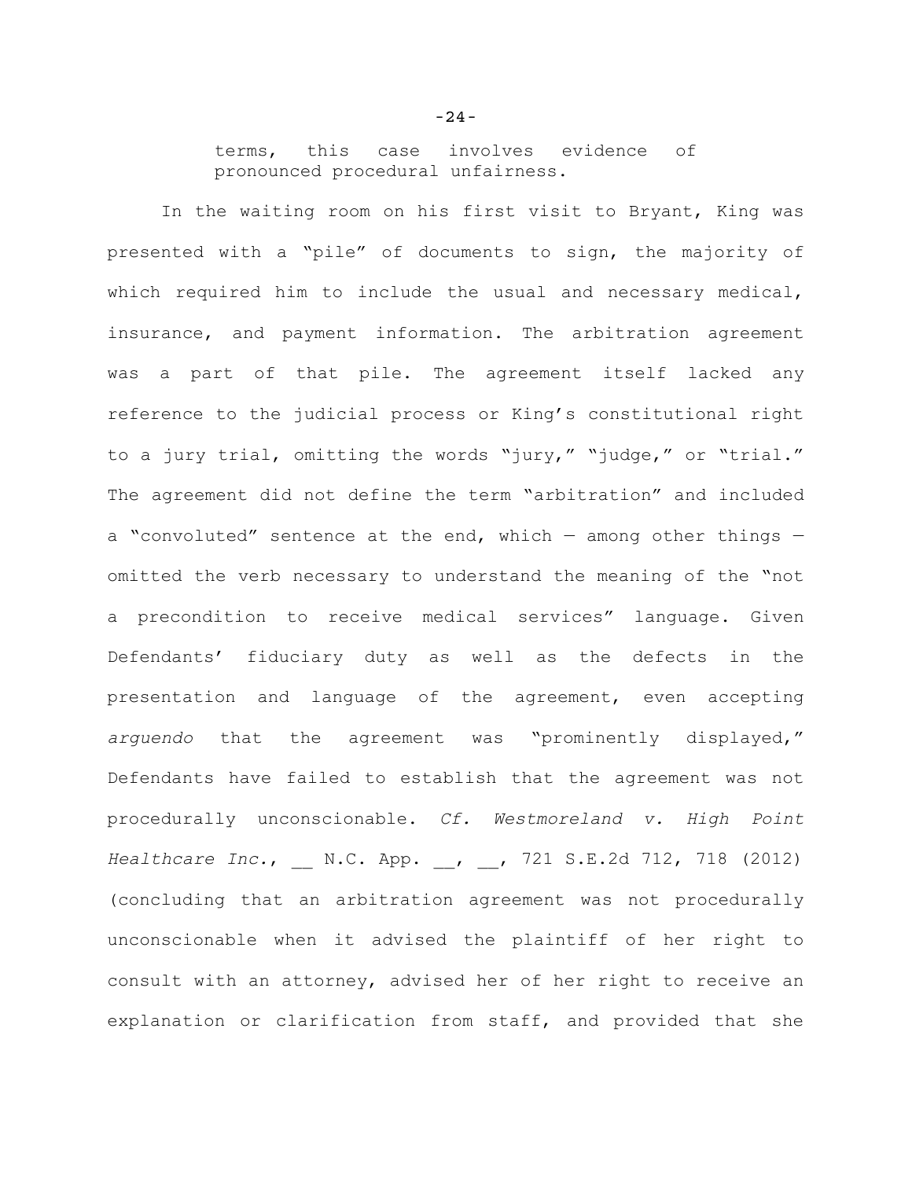> terms, this case involves evidence of pronounced procedural unfairness.

In the waiting room on his first visit to Bryant, King was presented with a "pile" of documents to sign, the majority of which required him to include the usual and necessary medical, insurance, and payment information. The arbitration agreement was a part of that pile. The agreement itself lacked any reference to the judicial process or King's constitutional right to a jury trial, omitting the words "jury," "judge," or "trial." The agreement did not define the term "arbitration" and included a "convoluted" sentence at the end, which — among other things — omitted the verb necessary to understand the meaning of the "not a precondition to receive medical services" language. Given Defendants' fiduciary duty as well as the defects in the presentation and language of the agreement, even accepting *arguendo* that the agreement was "prominently displayed," Defendants have failed to establish that the agreement was not procedurally unconscionable. *Cf. Westmoreland v. High Point Healthcare Inc.*, __ N.C. App. __, __, 721 S.E.2d 712, 718 (2012) (concluding that an arbitration agreement was not procedurally unconscionable when it advised the plaintiff of her right to consult with an attorney, advised her of her right to receive an explanation or clarification from staff, and provided that she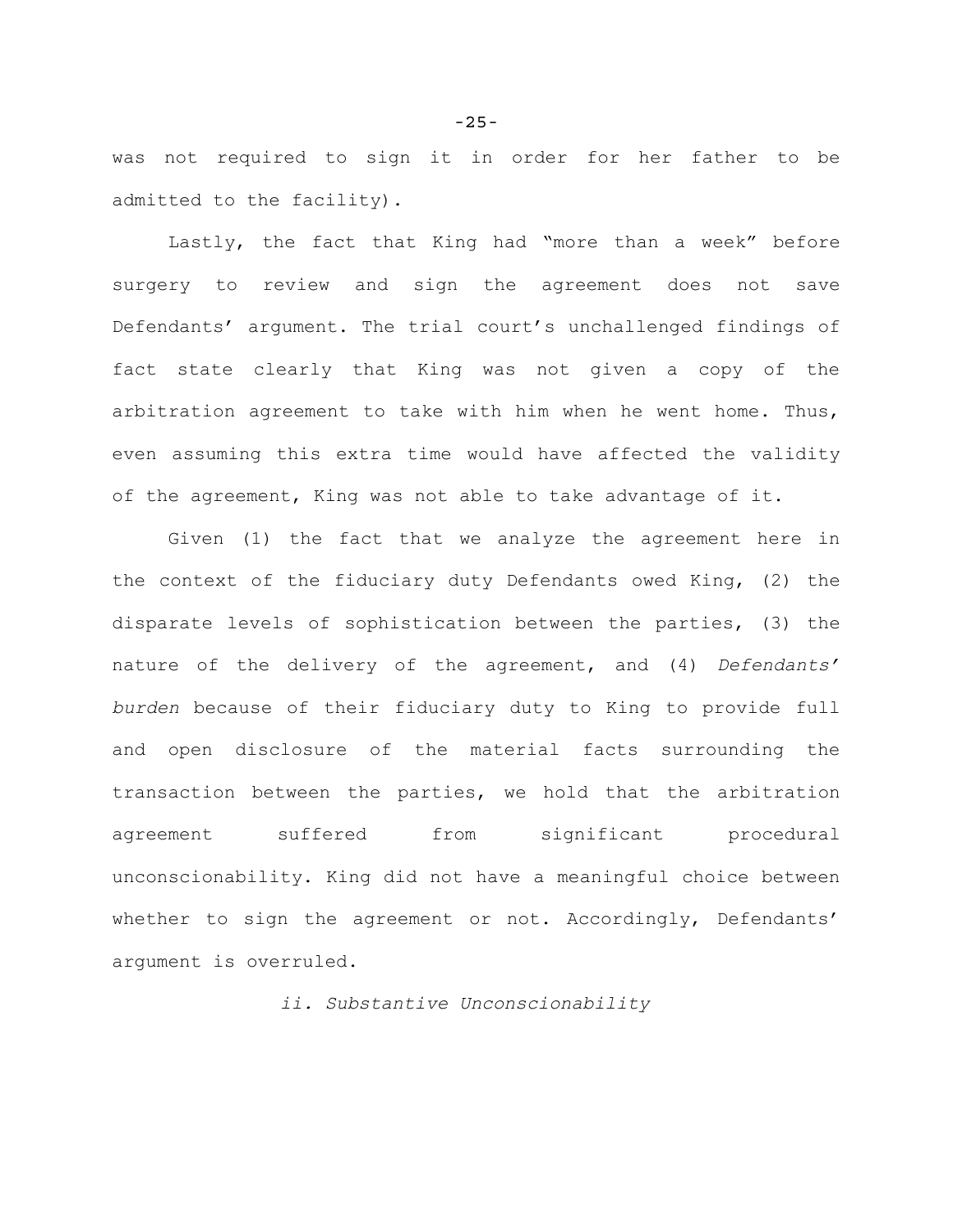was not required to sign it in order for her father to be admitted to the facility).

Lastly, the fact that King had "more than a week" before surgery to review and sign the agreement does not save Defendants' argument. The trial court's unchallenged findings of fact state clearly that King was not given a copy of the arbitration agreement to take with him when he went home. Thus, even assuming this extra time would have affected the validity of the agreement, King was not able to take advantage of it.

Given (1) the fact that we analyze the agreement here in the context of the fiduciary duty Defendants owed King, (2) the disparate levels of sophistication between the parties, (3) the nature of the delivery of the agreement, and (4) *Defendants' burden* because of their fiduciary duty to King to provide full and open disclosure of the material facts surrounding the transaction between the parties, we hold that the arbitration agreement suffered from significant procedural unconscionability. King did not have a meaningful choice between whether to sign the agreement or not. Accordingly, Defendants' argument is overruled.

*ii. Substantive Unconscionability*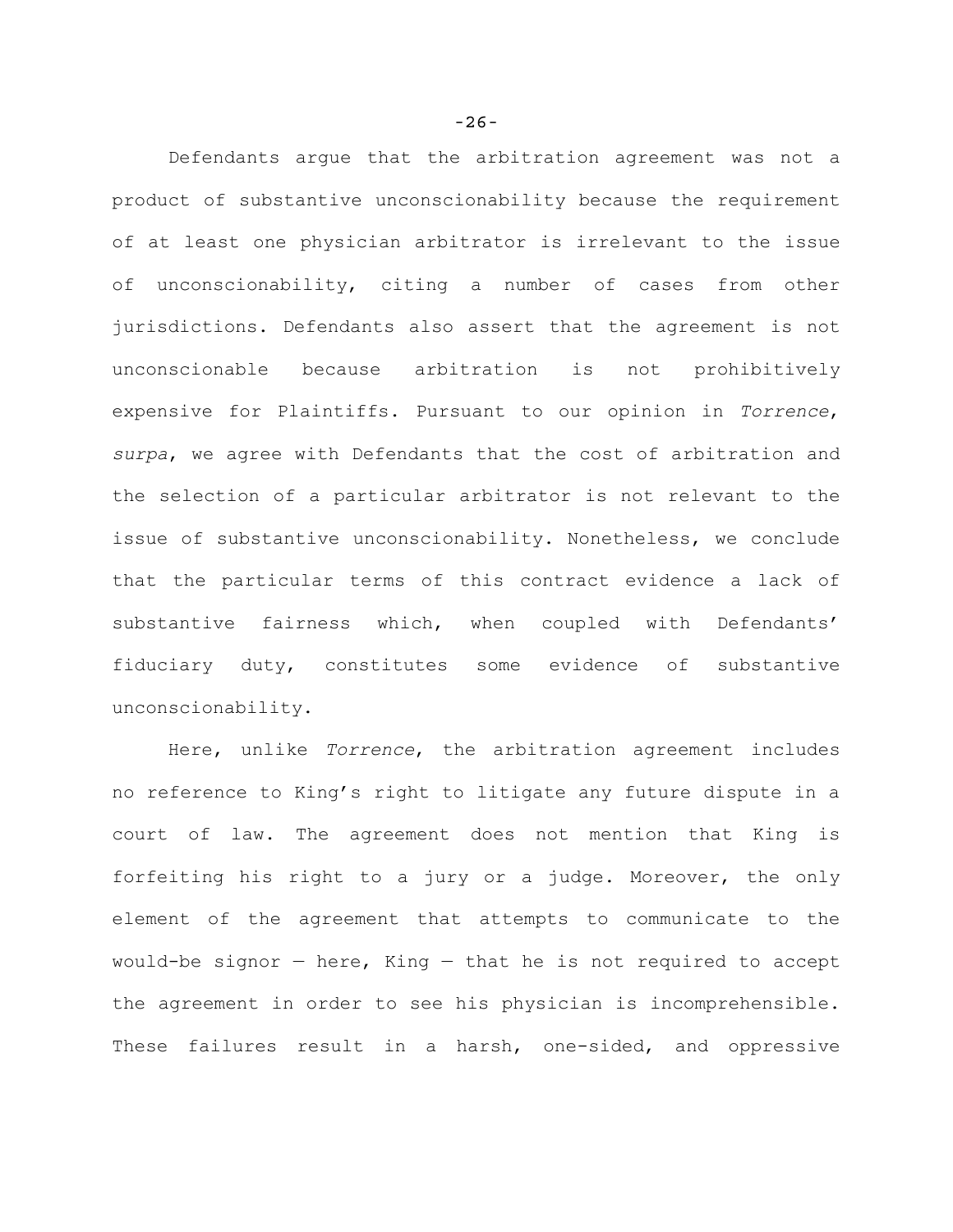Defendants argue that the arbitration agreement was not a product of substantive unconscionability because the requirement of at least one physician arbitrator is irrelevant to the issue of unconscionability, citing a number of cases from other jurisdictions. Defendants also assert that the agreement is not unconscionable because arbitration is not prohibitively expensive for Plaintiffs. Pursuant to our opinion in *Torrence*, *surpa*, we agree with Defendants that the cost of arbitration and the selection of a particular arbitrator is not relevant to the issue of substantive unconscionability. Nonetheless, we conclude that the particular terms of this contract evidence a lack of substantive fairness which, when coupled with Defendants' fiduciary duty, constitutes some evidence of substantive unconscionability.

Here, unlike *Torrence*, the arbitration agreement includes no reference to King's right to litigate any future dispute in a court of law. The agreement does not mention that King is forfeiting his right to a jury or a judge. Moreover, the only element of the agreement that attempts to communicate to the would-be signor — here, King — that he is not required to accept the agreement in order to see his physician is incomprehensible. These failures result in a harsh, one-sided, and oppressive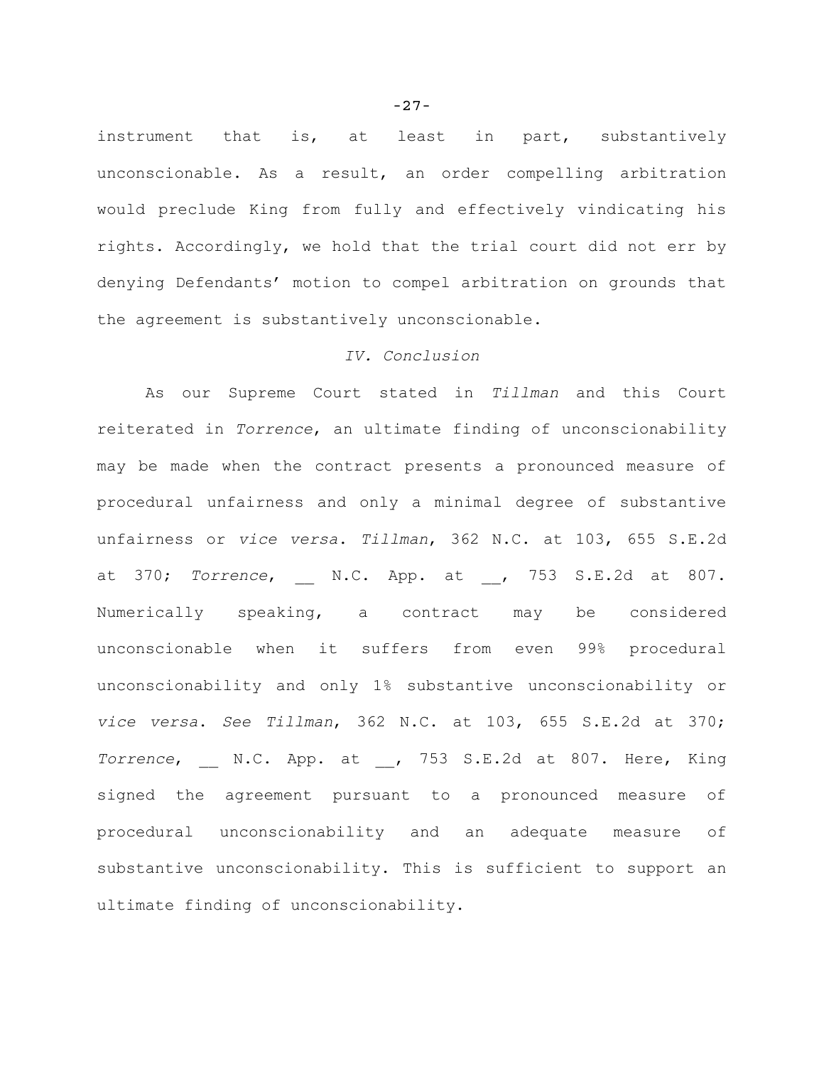instrument that is, at least in part, substantively unconscionable. As a result, an order compelling arbitration would preclude King from fully and effectively vindicating his rights. Accordingly, we hold that the trial court did not err by denying Defendants' motion to compel arbitration on grounds that the agreement is substantively unconscionable.

### *IV. Conclusion*

As our Supreme Court stated in *Tillman* and this Court reiterated in *Torrence*, an ultimate finding of unconscionability may be made when the contract presents a pronounced measure of procedural unfairness and only a minimal degree of substantive unfairness or *vice versa*. *Tillman*, 362 N.C. at 103, 655 S.E.2d at 370; *Torrence*, __ N.C. App. at __, 753 S.E.2d at 807. Numerically speaking, a contract may be considered unconscionable when it suffers from even 99% procedural unconscionability and only 1% substantive unconscionability or *vice versa*. *See Tillman*, 362 N.C. at 103, 655 S.E.2d at 370; *Torrence*, __ N.C. App. at __, 753 S.E.2d at 807. Here, King signed the agreement pursuant to a pronounced measure of procedural unconscionability and an adequate measure of substantive unconscionability. This is sufficient to support an ultimate finding of unconscionability.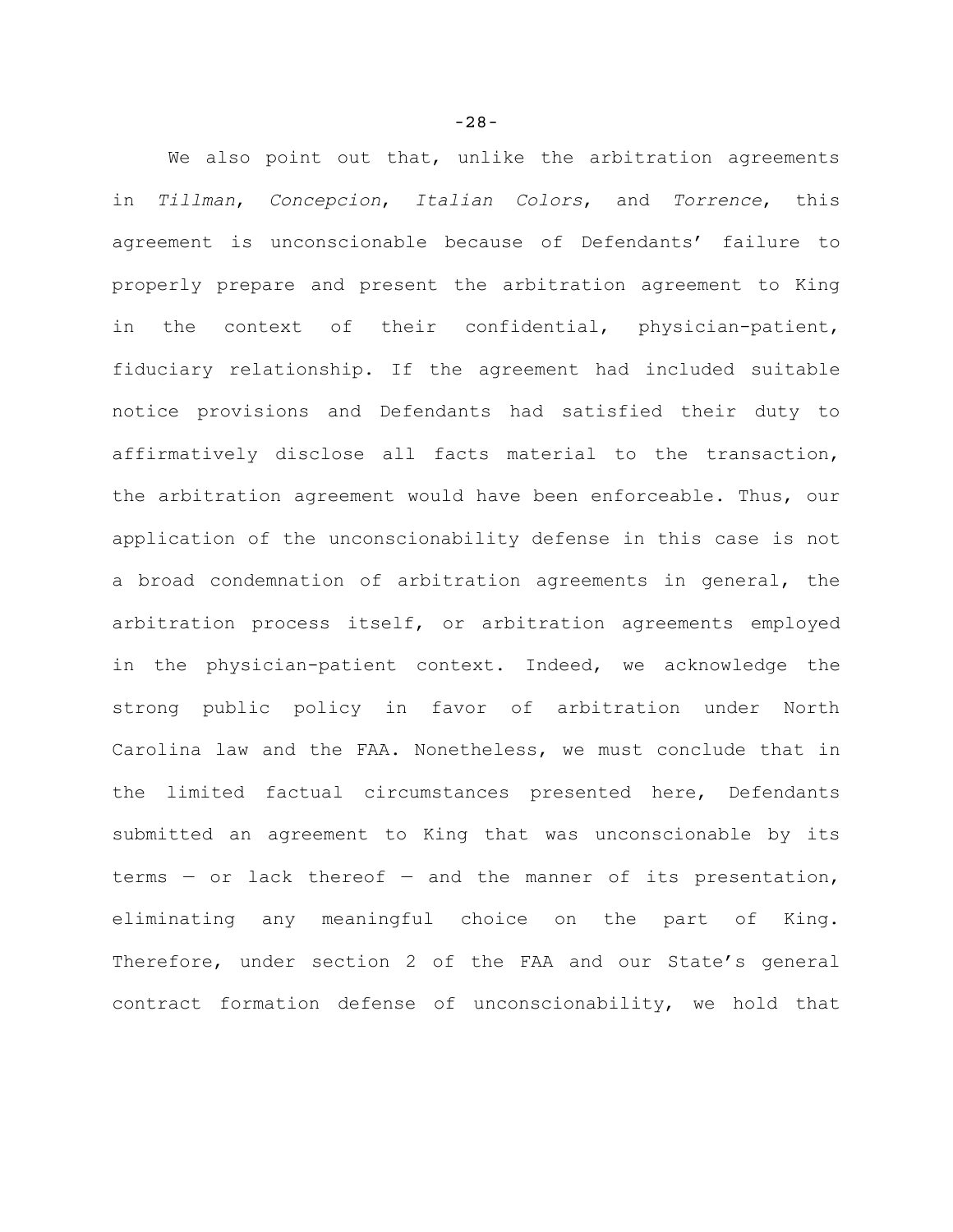We also point out that, unlike the arbitration agreements in *Tillman*, *Concepcion*, *Italian Colors*, and *Torrence*, this agreement is unconscionable because of Defendants' failure to properly prepare and present the arbitration agreement to King in the context of their confidential, physician-patient, fiduciary relationship. If the agreement had included suitable notice provisions and Defendants had satisfied their duty to affirmatively disclose all facts material to the transaction, the arbitration agreement would have been enforceable. Thus, our application of the unconscionability defense in this case is not a broad condemnation of arbitration agreements in general, the arbitration process itself, or arbitration agreements employed in the physician-patient context. Indeed, we acknowledge the strong public policy in favor of arbitration under North Carolina law and the FAA. Nonetheless, we must conclude that in the limited factual circumstances presented here, Defendants submitted an agreement to King that was unconscionable by its terms — or lack thereof — and the manner of its presentation, eliminating any meaningful choice on the part of King. Therefore, under section 2 of the FAA and our State's general contract formation defense of unconscionability, we hold that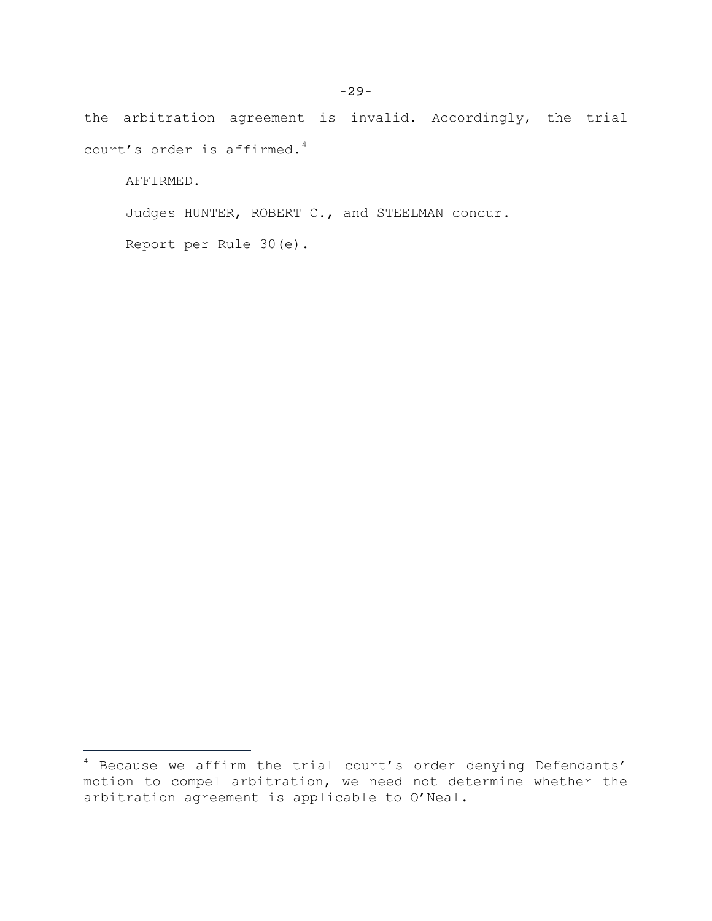the arbitration agreement is invalid. Accordingly, the trial court's order is affirmed.[4]

AFFIRMED.

Judges HUNTER, ROBERT C., and STEELMAN concur.

Report per Rule 30(e).

---

[4] Because we affirm the trial court's order denying Defendants' motion to compel arbitration, we need not determine whether the arbitration agreement is applicable to O'Neal.